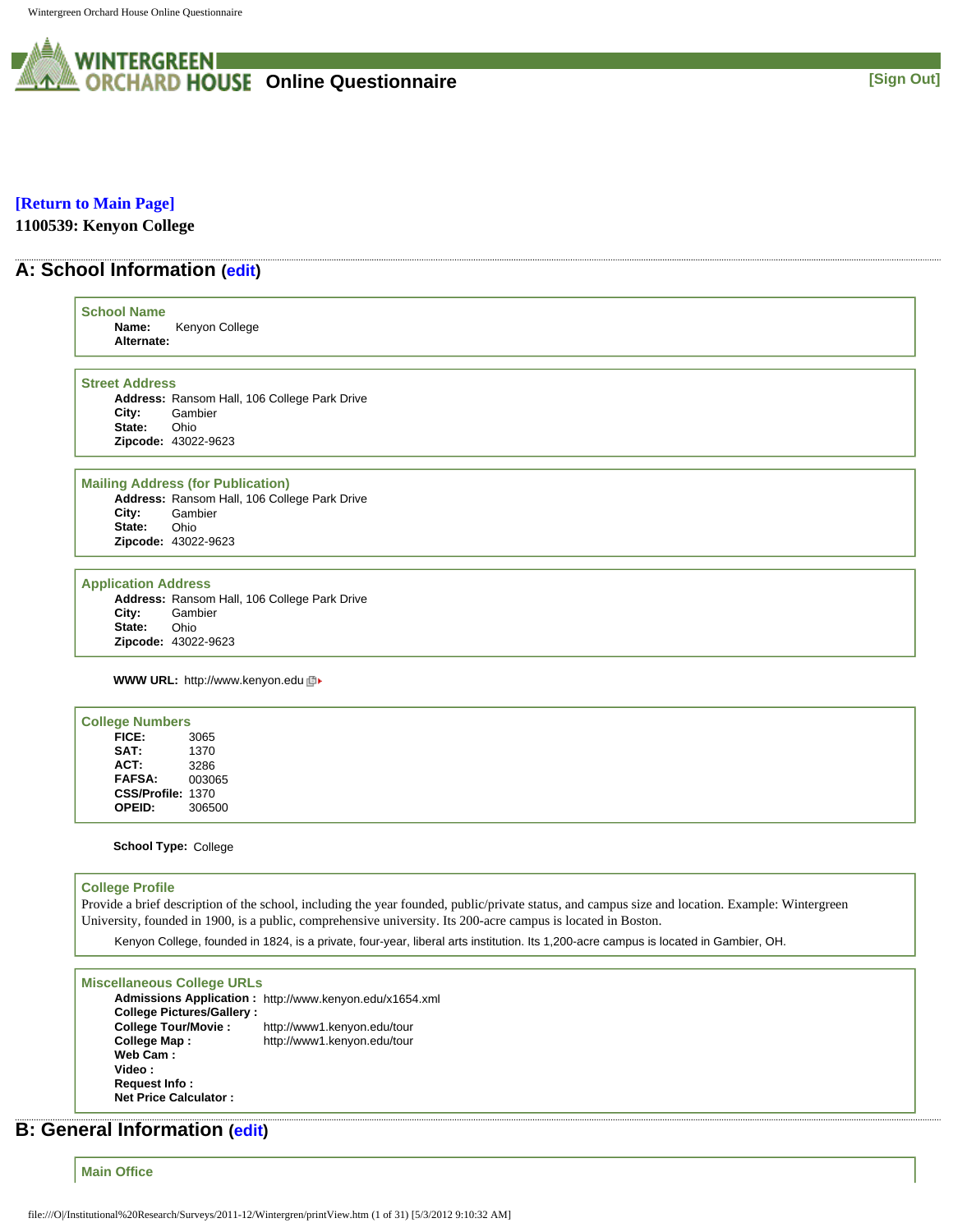**WINTERGREEN ORCHARD HOUSE** Online Questionnaire [Sign Out]

[Return to Main Page]

**1100539: Kenyon College**

## A: School Information (edit)

### School Name

**Name:** Kenyon College
**Alternate:**

### Street Address

**Address:** Ransom Hall, 106 College Park Drive
**City:** Gambier
**State:** Ohio
**Zipcode:** 43022-9623

### Mailing Address (for Publication)

**Address:** Ransom Hall, 106 College Park Drive
**City:** Gambier
**State:** Ohio
**Zipcode:** 43022-9623

### Application Address

**Address:** Ransom Hall, 106 College Park Drive
**City:** Gambier
**State:** Ohio
**Zipcode:** 43022-9623

**WWW URL:** http://www.kenyon.edu

### College Numbers

**FICE:** 3065
**SAT:** 1370
**ACT:** 3286
**FAFSA:** 003065
**CSS/Profile:** 1370
**OPEID:** 306500

**School Type:** College

### College Profile

Provide a brief description of the school, including the year founded, public/private status, and campus size and location. Example: Wintergreen University, founded in 1900, is a public, comprehensive university. Its 200-acre campus is located in Boston.

Kenyon College, founded in 1824, is a private, four-year, liberal arts institution. Its 1,200-acre campus is located in Gambier, OH.

### Miscellaneous College URLs

**Admissions Application :** http://www.kenyon.edu/x1654.xml
**College Pictures/Gallery :**
**College Tour/Movie :** http://www1.kenyon.edu/tour
**College Map :** http://www1.kenyon.edu/tour
**Web Cam :**
**Video :**
**Request Info :**
**Net Price Calculator :**

## B: General Information (edit)

### Main Office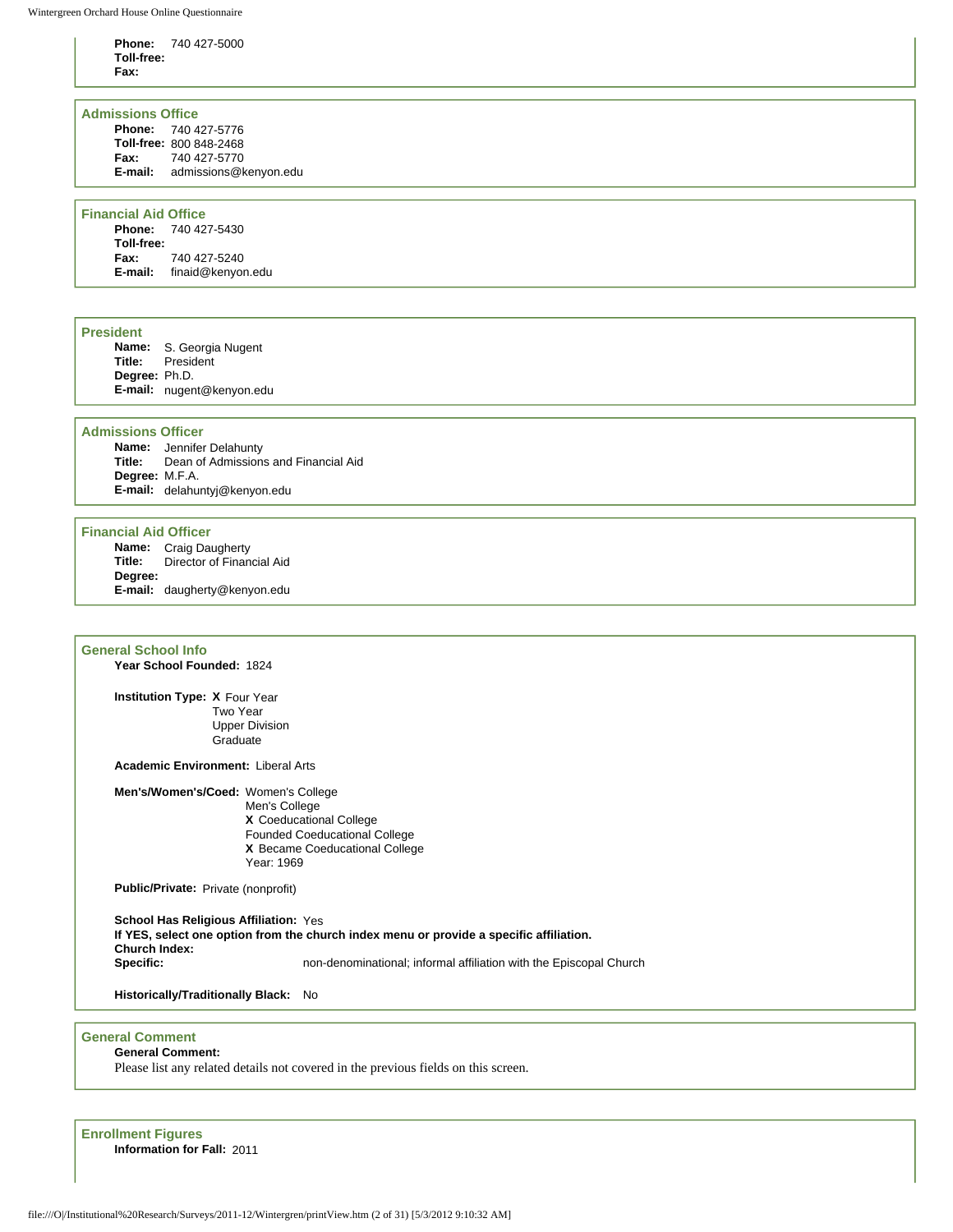**Phone:** 740 427-5000
**Toll-free:**
**Fax:**

### Admissions Office

**Phone:** 740 427-5776
**Toll-free:** 800 848-2468
**Fax:** 740 427-5770
**E-mail:** admissions@kenyon.edu

### Financial Aid Office

**Phone:** 740 427-5430
**Toll-free:**
**Fax:** 740 427-5240
**E-mail:** finaid@kenyon.edu

### President

**Name:** S. Georgia Nugent
**Title:** President
**Degree:** Ph.D.
**E-mail:** nugent@kenyon.edu

### Admissions Officer

**Name:** Jennifer Delahunty
**Title:** Dean of Admissions and Financial Aid
**Degree:** M.F.A.
**E-mail:** delahuntyj@kenyon.edu

### Financial Aid Officer

**Name:** Craig Daugherty
**Title:** Director of Financial Aid
**Degree:**
**E-mail:** daugherty@kenyon.edu

### General School Info

**Year School Founded:** 1824

**Institution Type:**
- **X** Four Year
- Two Year
- Upper Division
- Graduate

**Academic Environment:** Liberal Arts

**Men's/Women's/Coed:**
- Women's College
- Men's College
- **X** Coeducational College
- Founded Coeducational College
- **X** Became Coeducational College
- Year: 1969

**Public/Private:** Private (nonprofit)

**School Has Religious Affiliation:** Yes
**If YES, select one option from the church index menu or provide a specific affiliation.**
**Church Index:**
**Specific:** non-denominational; informal affiliation with the Episcopal Church

**Historically/Traditionally Black:** No

### General Comment

**General Comment:**
Please list any related details not covered in the previous fields on this screen.

### Enrollment Figures

**Information for Fall:** 2011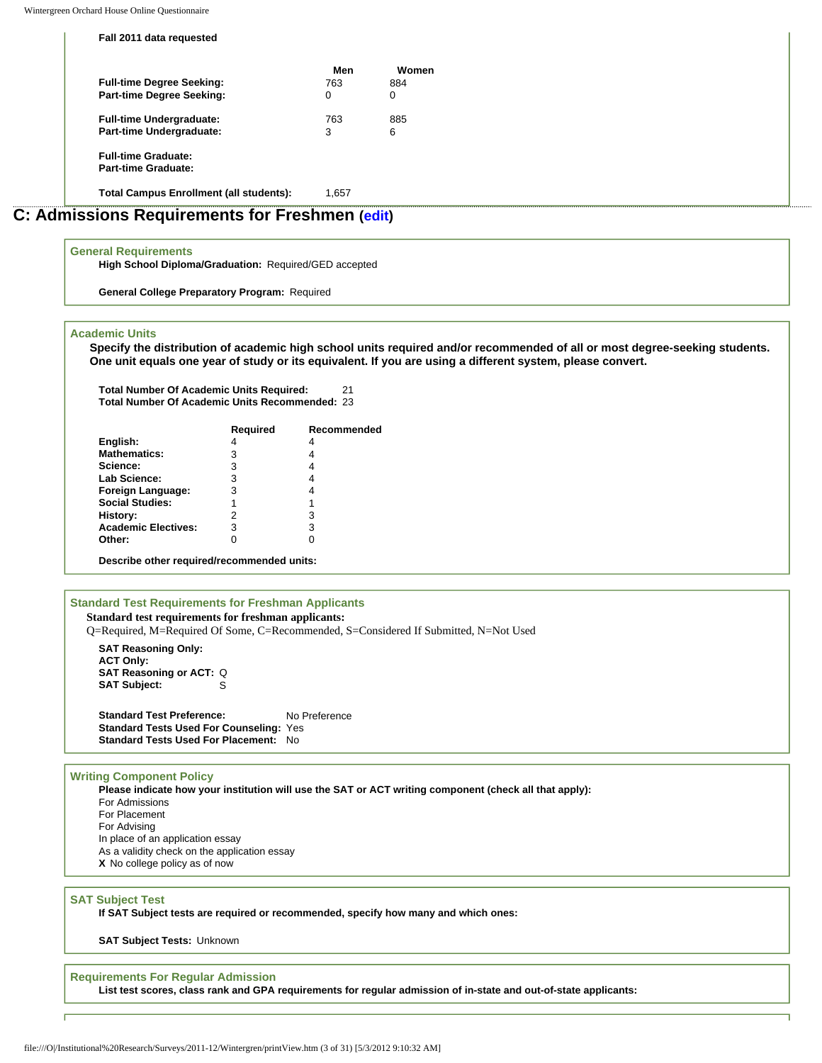**Fall 2011 data requested**

| | Men | Women |
|---|---|---|
| **Full-time Degree Seeking:** | 763 | 884 |
| **Part-time Degree Seeking:** | 0 | 0 |
| **Full-time Undergraduate:** | 763 | 885 |
| **Part-time Undergraduate:** | 3 | 6 |
| **Full-time Graduate:** | | |
| **Part-time Graduate:** | | |
| **Total Campus Enrollment (all students):** | 1,657 | |

## C: Admissions Requirements for Freshmen (edit)

### General Requirements

**High School Diploma/Graduation:** Required/GED accepted

**General College Preparatory Program:** Required

### Academic Units

**Specify the distribution of academic high school units required and/or recommended of all or most degree-seeking students. One unit equals one year of study or its equivalent. If you are using a different system, please convert.**

**Total Number Of Academic Units Required:** 21
**Total Number Of Academic Units Recommended:** 23

| | Required | Recommended |
|---|---|---|
| **English:** | 4 | 4 |
| **Mathematics:** | 3 | 4 |
| **Science:** | 3 | 4 |
| **Lab Science:** | 3 | 4 |
| **Foreign Language:** | 3 | 4 |
| **Social Studies:** | 1 | 1 |
| **History:** | 2 | 3 |
| **Academic Electives:** | 3 | 3 |
| **Other:** | 0 | 0 |

**Describe other required/recommended units:**

### Standard Test Requirements for Freshman Applicants

**Standard test requirements for freshman applicants:**
Q=Required, M=Required Of Some, C=Recommended, S=Considered If Submitted, N=Not Used

**SAT Reasoning Only:**
**ACT Only:**
**SAT Reasoning or ACT:** Q
**SAT Subject:** S

**Standard Test Preference:** No Preference
**Standard Tests Used For Counseling:** Yes
**Standard Tests Used For Placement:** No

### Writing Component Policy

**Please indicate how your institution will use the SAT or ACT writing component (check all that apply):**

For Admissions
For Placement
For Advising
In place of an application essay
As a validity check on the application essay
**X** No college policy as of now

### SAT Subject Test

**If SAT Subject tests are required or recommended, specify how many and which ones:**

**SAT Subject Tests:** Unknown

### Requirements For Regular Admission

**List test scores, class rank and GPA requirements for regular admission of in-state and out-of-state applicants:**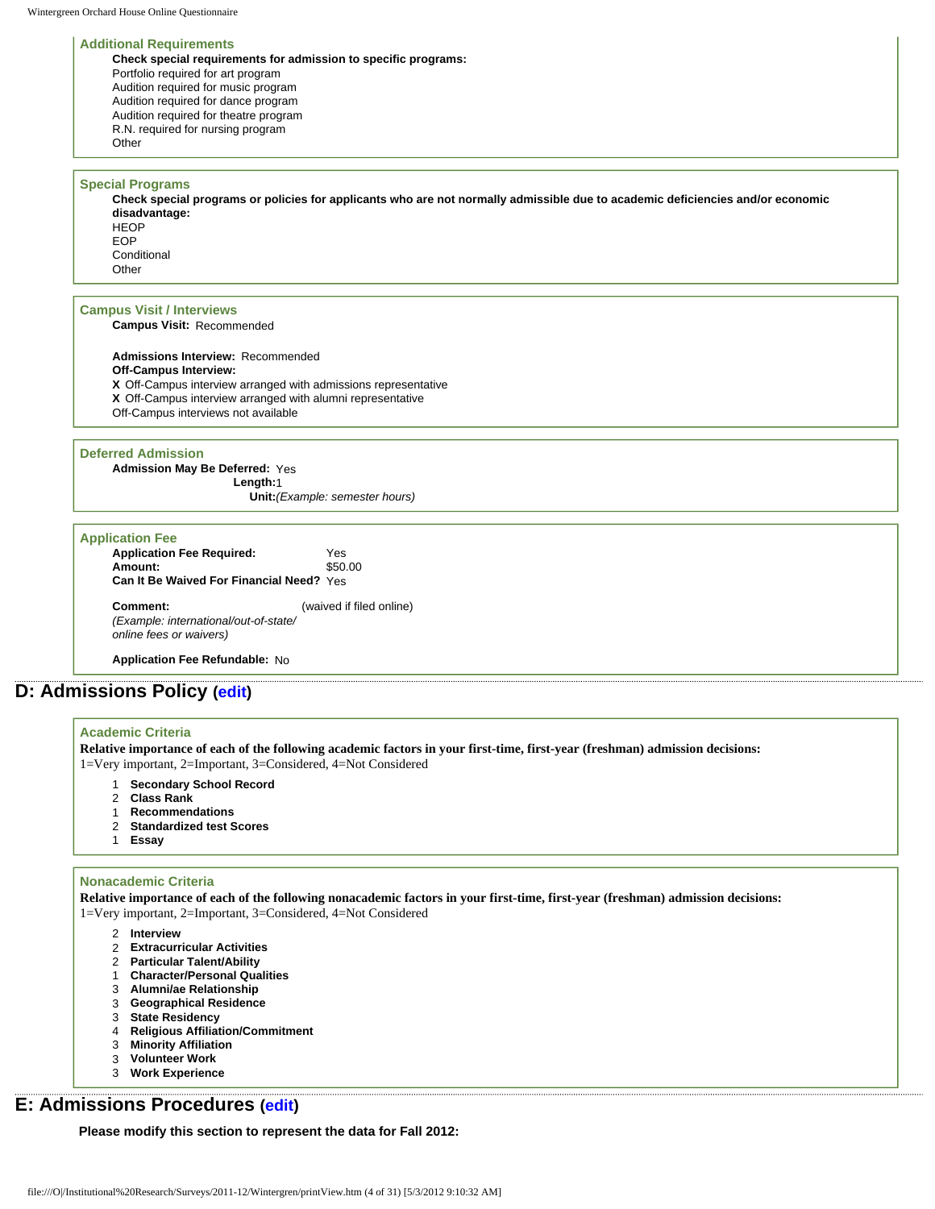### Additional Requirements

**Check special requirements for admission to specific programs:**

Portfolio required for art program
Audition required for music program
Audition required for dance program
Audition required for theatre program
R.N. required for nursing program
Other

### Special Programs

**Check special programs or policies for applicants who are not normally admissible due to academic deficiencies and/or economic disadvantage:**

HEOP
EOP
Conditional
Other

### Campus Visit / Interviews

**Campus Visit:** Recommended

**Admissions Interview:** Recommended
**Off-Campus Interview:**
**X** Off-Campus interview arranged with admissions representative
**X** Off-Campus interview arranged with alumni representative
Off-Campus interviews not available

### Deferred Admission

**Admission May Be Deferred:** Yes
**Length:** 1
**Unit:** *(Example: semester hours)*

### Application Fee

**Application Fee Required:** Yes
**Amount:** $50.00
**Can It Be Waived For Financial Need?** Yes

**Comment:** (waived if filed online)
*(Example: international/out-of-state/ online fees or waivers)*

**Application Fee Refundable:** No

## D: Admissions Policy (edit)

### Academic Criteria

**Relative importance of each of the following academic factors in your first-time, first-year (freshman) admission decisions:**
1=Very important, 2=Important, 3=Considered, 4=Not Considered

1 **Secondary School Record**
2 **Class Rank**
1 **Recommendations**
2 **Standardized test Scores**
1 **Essay**

### Nonacademic Criteria

**Relative importance of each of the following nonacademic factors in your first-time, first-year (freshman) admission decisions:**
1=Very important, 2=Important, 3=Considered, 4=Not Considered

2 **Interview**
2 **Extracurricular Activities**
2 **Particular Talent/Ability**
1 **Character/Personal Qualities**
3 **Alumni/ae Relationship**
3 **Geographical Residence**
3 **State Residency**
4 **Religious Affiliation/Commitment**
3 **Minority Affiliation**
3 **Volunteer Work**
3 **Work Experience**

## E: Admissions Procedures (edit)

**Please modify this section to represent the data for Fall 2012:**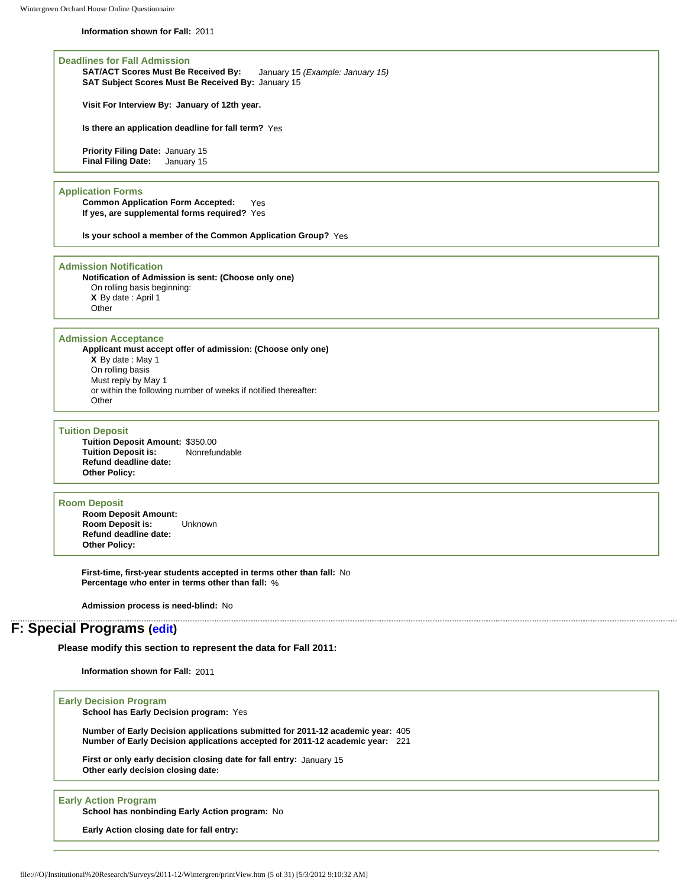**Information shown for Fall:** 2011

### Deadlines for Fall Admission

**SAT/ACT Scores Must Be Received By:** January 15 *(Example: January 15)*
**SAT Subject Scores Must Be Received By:** January 15

**Visit For Interview By: January of 12th year.**

**Is there an application deadline for fall term?** Yes

**Priority Filing Date:** January 15
**Final Filing Date:** January 15

### Application Forms

**Common Application Form Accepted:** Yes
**If yes, are supplemental forms required?** Yes

**Is your school a member of the Common Application Group?** Yes

### Admission Notification

**Notification of Admission is sent: (Choose only one)**

On rolling basis beginning:
**X** By date : April 1
Other

### Admission Acceptance

**Applicant must accept offer of admission: (Choose only one)**

**X** By date : May 1
On rolling basis
Must reply by May 1
or within the following number of weeks if notified thereafter:
Other

### Tuition Deposit

**Tuition Deposit Amount:** $350.00
**Tuition Deposit is:** Nonrefundable
**Refund deadline date:**
**Other Policy:**

### Room Deposit

**Room Deposit Amount:**
**Room Deposit is:** Unknown
**Refund deadline date:**
**Other Policy:**

**First-time, first-year students accepted in terms other than fall:** No
**Percentage who enter in terms other than fall:** %

**Admission process is need-blind:** No

## F: Special Programs (edit)

**Please modify this section to represent the data for Fall 2011:**

**Information shown for Fall:** 2011

### Early Decision Program

**School has Early Decision program:** Yes

**Number of Early Decision applications submitted for 2011-12 academic year:** 405
**Number of Early Decision applications accepted for 2011-12 academic year:** 221

**First or only early decision closing date for fall entry:** January 15
**Other early decision closing date:**

### Early Action Program

**School has nonbinding Early Action program:** No

**Early Action closing date for fall entry:**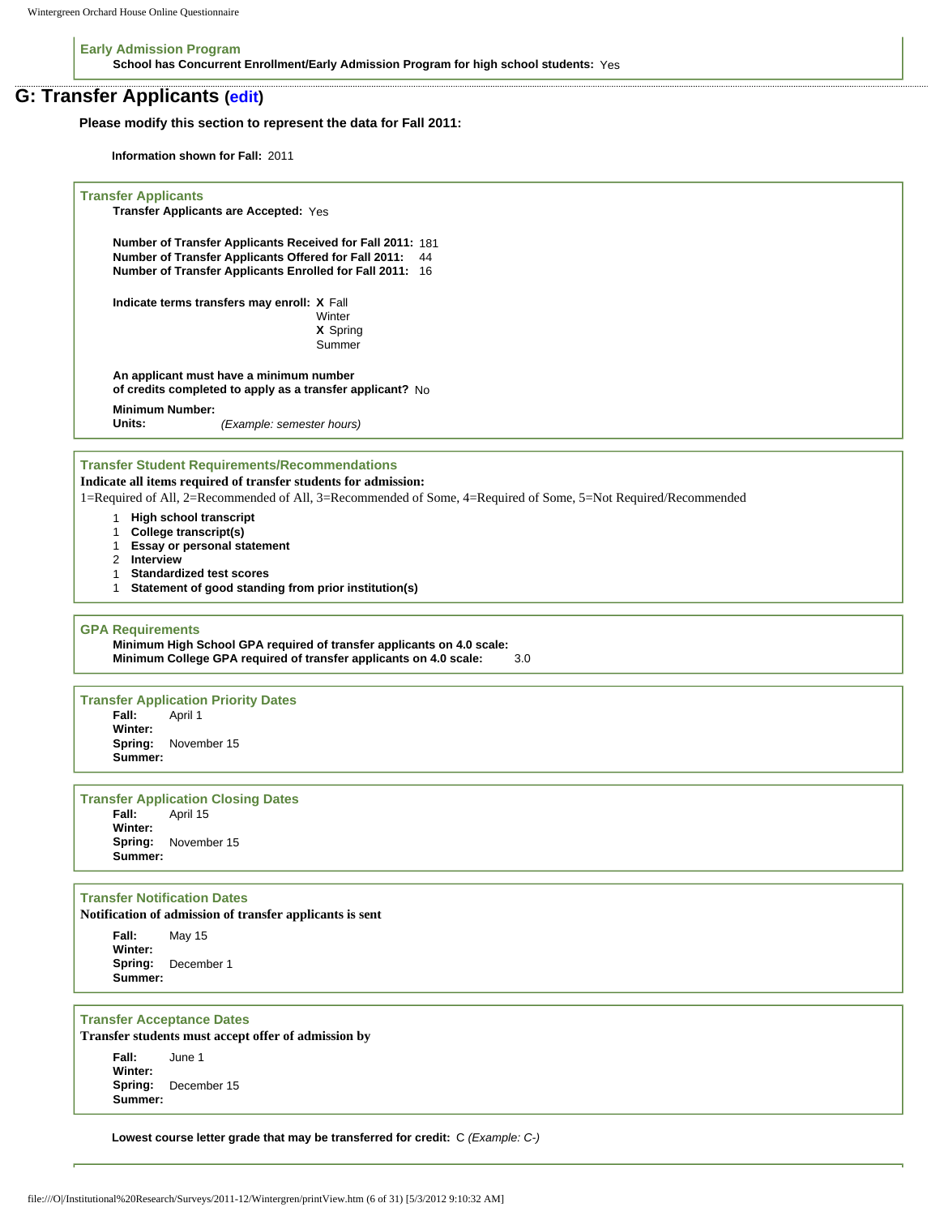**Early Admission Program**

**School has Concurrent Enrollment/Early Admission Program for high school students:** Yes

## G: Transfer Applicants (edit)

**Please modify this section to represent the data for Fall 2011:**

**Information shown for Fall:** 2011

### Transfer Applicants

**Transfer Applicants are Accepted:** Yes

**Number of Transfer Applicants Received for Fall 2011:** 181
**Number of Transfer Applicants Offered for Fall 2011:** 44
**Number of Transfer Applicants Enrolled for Fall 2011:** 16

**Indicate terms transfers may enroll:**
- **X** Fall
- Winter
- **X** Spring
- Summer

**An applicant must have a minimum number of credits completed to apply as a transfer applicant?** No

**Minimum Number:**
**Units:** *(Example: semester hours)*

### Transfer Student Requirements/Recommendations

**Indicate all items required of transfer students for admission:**

1=Required of All, 2=Recommended of All, 3=Recommended of Some, 4=Required of Some, 5=Not Required/Recommended

- 1 **High school transcript**
- 1 **College transcript(s)**
- 1 **Essay or personal statement**
- 2 **Interview**
- 1 **Standardized test scores**
- 1 **Statement of good standing from prior institution(s)**

### GPA Requirements

**Minimum High School GPA required of transfer applicants on 4.0 scale:**
**Minimum College GPA required of transfer applicants on 4.0 scale:** 3.0

### Transfer Application Priority Dates

**Fall:** April 1
**Winter:**
**Spring:** November 15
**Summer:**

### Transfer Application Closing Dates

**Fall:** April 15
**Winter:**
**Spring:** November 15
**Summer:**

### Transfer Notification Dates

**Notification of admission of transfer applicants is sent**

**Fall:** May 15
**Winter:**
**Spring:** December 1
**Summer:**

### Transfer Acceptance Dates

**Transfer students must accept offer of admission by**

**Fall:** June 1
**Winter:**
**Spring:** December 15
**Summer:**

**Lowest course letter grade that may be transferred for credit:** C *(Example: C-)*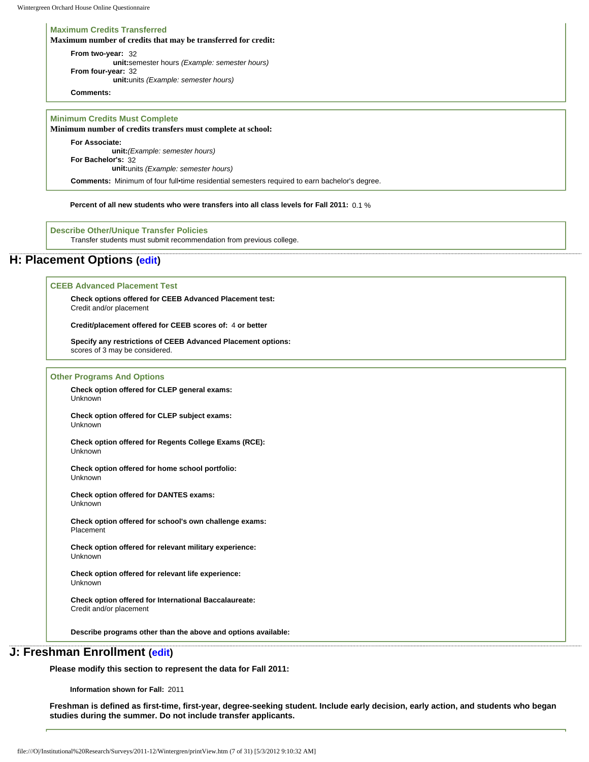### Maximum Credits Transferred

**Maximum number of credits that may be transferred for credit:**

**From two-year:** 32
**unit:** semester hours *(Example: semester hours)*
**From four-year:** 32
**unit:** units *(Example: semester hours)*

**Comments:**

### Minimum Credits Must Complete

**Minimum number of credits transfers must complete at school:**

**For Associate:**
**unit:** *(Example: semester hours)*
**For Bachelor's:** 32
**unit:** units *(Example: semester hours)*

**Comments:** Minimum of four full•time residential semesters required to earn bachelor's degree.

**Percent of all new students who were transfers into all class levels for Fall 2011:** 0.1 %

### Describe Other/Unique Transfer Policies

Transfer students must submit recommendation from previous college.

## H: Placement Options (edit)

### CEEB Advanced Placement Test

**Check options offered for CEEB Advanced Placement test:**
Credit and/or placement

**Credit/placement offered for CEEB scores of:** 4 **or better**

**Specify any restrictions of CEEB Advanced Placement options:**
scores of 3 may be considered.

### Other Programs And Options

**Check option offered for CLEP general exams:**
Unknown

**Check option offered for CLEP subject exams:**
Unknown

**Check option offered for Regents College Exams (RCE):**
Unknown

**Check option offered for home school portfolio:**
Unknown

**Check option offered for DANTES exams:**
Unknown

**Check option offered for school's own challenge exams:**
Placement

**Check option offered for relevant military experience:**
Unknown

**Check option offered for relevant life experience:**
Unknown

**Check option offered for International Baccalaureate:**
Credit and/or placement

**Describe programs other than the above and options available:**

## J: Freshman Enrollment (edit)

**Please modify this section to represent the data for Fall 2011:**

**Information shown for Fall:** 2011

**Freshman is defined as first-time, first-year, degree-seeking student. Include early decision, early action, and students who began studies during the summer. Do not include transfer applicants.**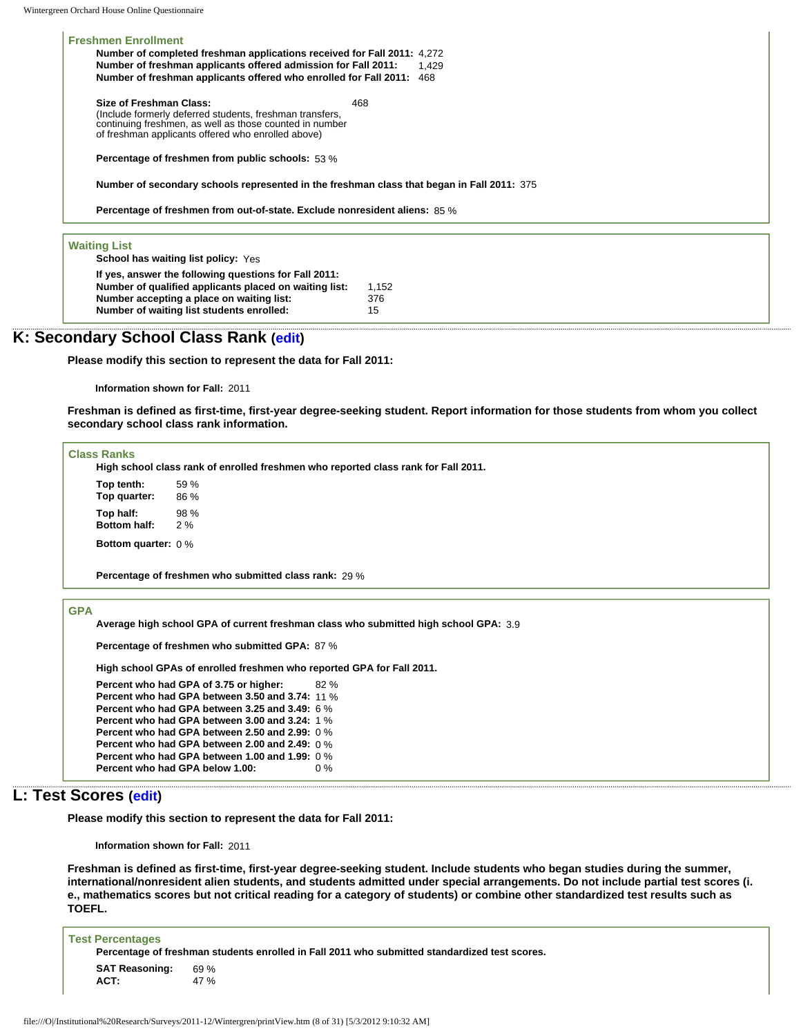### Freshmen Enrollment

**Number of completed freshman applications received for Fall 2011:** 4,272
**Number of freshman applicants offered admission for Fall 2011:** 1,429
**Number of freshman applicants offered who enrolled for Fall 2011:** 468

**Size of Freshman Class:** 468
(Include formerly deferred students, freshman transfers, continuing freshmen, as well as those counted in number of freshman applicants offered who enrolled above)

**Percentage of freshmen from public schools:** 53 %

**Number of secondary schools represented in the freshman class that began in Fall 2011:** 375

**Percentage of freshmen from out-of-state. Exclude nonresident aliens:** 85 %

### Waiting List

**School has waiting list policy:** Yes

**If yes, answer the following questions for Fall 2011:**
**Number of qualified applicants placed on waiting list:** 1,152
**Number accepting a place on waiting list:** 376
**Number of waiting list students enrolled:** 15

## K: Secondary School Class Rank (edit)

**Please modify this section to represent the data for Fall 2011:**

**Information shown for Fall:** 2011

**Freshman is defined as first-time, first-year degree-seeking student. Report information for those students from whom you collect secondary school class rank information.**

### Class Ranks

**High school class rank of enrolled freshmen who reported class rank for Fall 2011.**

**Top tenth:** 59 %
**Top quarter:** 86 %

**Top half:** 98 %
**Bottom half:** 2 %

**Bottom quarter:** 0 %

**Percentage of freshmen who submitted class rank:** 29 %

### GPA

**Average high school GPA of current freshman class who submitted high school GPA:** 3.9

**Percentage of freshmen who submitted GPA:** 87 %

**High school GPAs of enrolled freshmen who reported GPA for Fall 2011.**

**Percent who had GPA of 3.75 or higher:** 82 %
**Percent who had GPA between 3.50 and 3.74:** 11 %
**Percent who had GPA between 3.25 and 3.49:** 6 %
**Percent who had GPA between 3.00 and 3.24:** 1 %
**Percent who had GPA between 2.50 and 2.99:** 0 %
**Percent who had GPA between 2.00 and 2.49:** 0 %
**Percent who had GPA between 1.00 and 1.99:** 0 %
**Percent who had GPA below 1.00:** 0 %

## L: Test Scores (edit)

**Please modify this section to represent the data for Fall 2011:**

**Information shown for Fall:** 2011

**Freshman is defined as first-time, first-year degree-seeking student. Include students who began studies during the summer, international/nonresident alien students, and students admitted under special arrangements. Do not include partial test scores (i. e., mathematics scores but not critical reading for a category of students) or combine other standardized test results such as TOEFL.**

### Test Percentages

**Percentage of freshman students enrolled in Fall 2011 who submitted standardized test scores.**

**SAT Reasoning:** 69 %
**ACT:** 47 %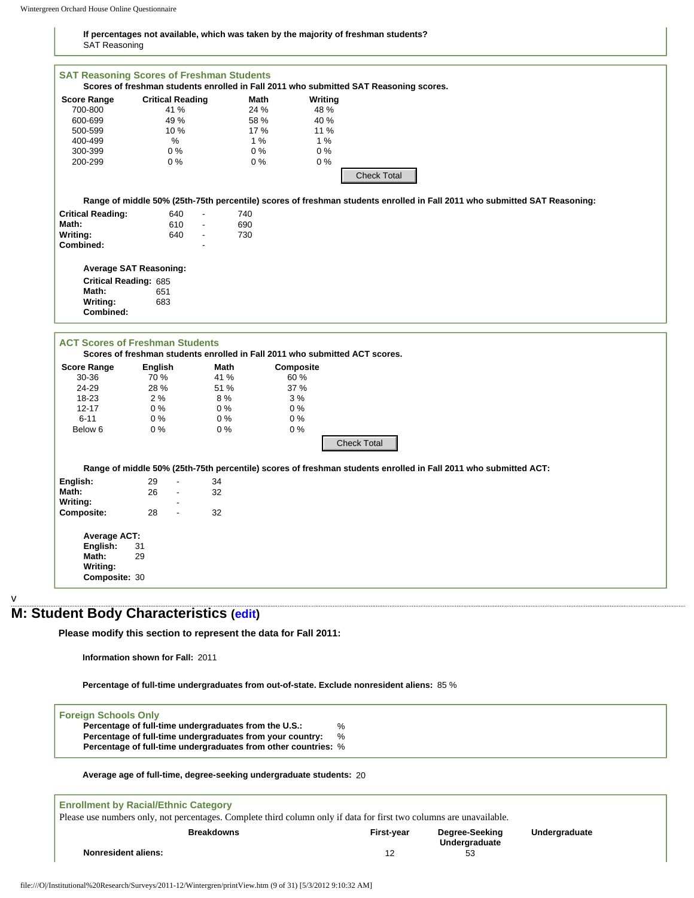**If percentages not available, which was taken by the majority of freshman students?**
SAT Reasoning

### SAT Reasoning Scores of Freshman Students

**Scores of freshman students enrolled in Fall 2011 who submitted SAT Reasoning scores.**

| Score Range | Critical Reading | Math | Writing |
|---|---|---|---|
| 700-800 | 41 % | 24 % | 48 % |
| 600-699 | 49 % | 58 % | 40 % |
| 500-599 | 10 % | 17 % | 11 % |
| 400-499 | % | 1 % | 1 % |
| 300-399 | 0 % | 0 % | 0 % |
| 200-299 | 0 % | 0 % | 0 % |

Check Total

**Range of middle 50% (25th-75th percentile) scores of freshman students enrolled in Fall 2011 who submitted SAT Reasoning:**

| | | | |
|---|---|---|---|
| **Critical Reading:** | 640 | - | 740 |
| **Math:** | 610 | - | 690 |
| **Writing:** | 640 | - | 730 |
| **Combined:** | | - | |

**Average SAT Reasoning:**

**Critical Reading:** 685
**Math:** 651
**Writing:** 683
**Combined:**

### ACT Scores of Freshman Students

**Scores of freshman students enrolled in Fall 2011 who submitted ACT scores.**

| Score Range | English | Math | Composite |
|---|---|---|---|
| 30-36 | 70 % | 41 % | 60 % |
| 24-29 | 28 % | 51 % | 37 % |
| 18-23 | 2 % | 8 % | 3 % |
| 12-17 | 0 % | 0 % | 0 % |
| 6-11 | 0 % | 0 % | 0 % |
| Below 6 | 0 % | 0 % | 0 % |

Check Total

**Range of middle 50% (25th-75th percentile) scores of freshman students enrolled in Fall 2011 who submitted ACT:**

| | | | |
|---|---|---|---|
| **English:** | 29 | - | 34 |
| **Math:** | 26 | - | 32 |
| **Writing:** | | - | |
| **Composite:** | 28 | - | 32 |

**Average ACT:**

**English:** 31
**Math:** 29
**Writing:**
**Composite:** 30

v

## M: Student Body Characteristics (edit)

**Please modify this section to represent the data for Fall 2011:**

**Information shown for Fall:** 2011

**Percentage of full-time undergraduates from out-of-state. Exclude nonresident aliens:** 85 %

### Foreign Schools Only

**Percentage of full-time undergraduates from the U.S.:** %
**Percentage of full-time undergraduates from your country:** %
**Percentage of full-time undergraduates from other countries:** %

**Average age of full-time, degree-seeking undergraduate students:** 20

### Enrollment by Racial/Ethnic Category

Please use numbers only, not percentages. Complete third column only if data for first two columns are unavailable.

| Breakdowns | First-year | Degree-Seeking Undergraduate | Undergraduate |
|---|---|---|---|
| **Nonresident aliens:** | 12 | 53 | |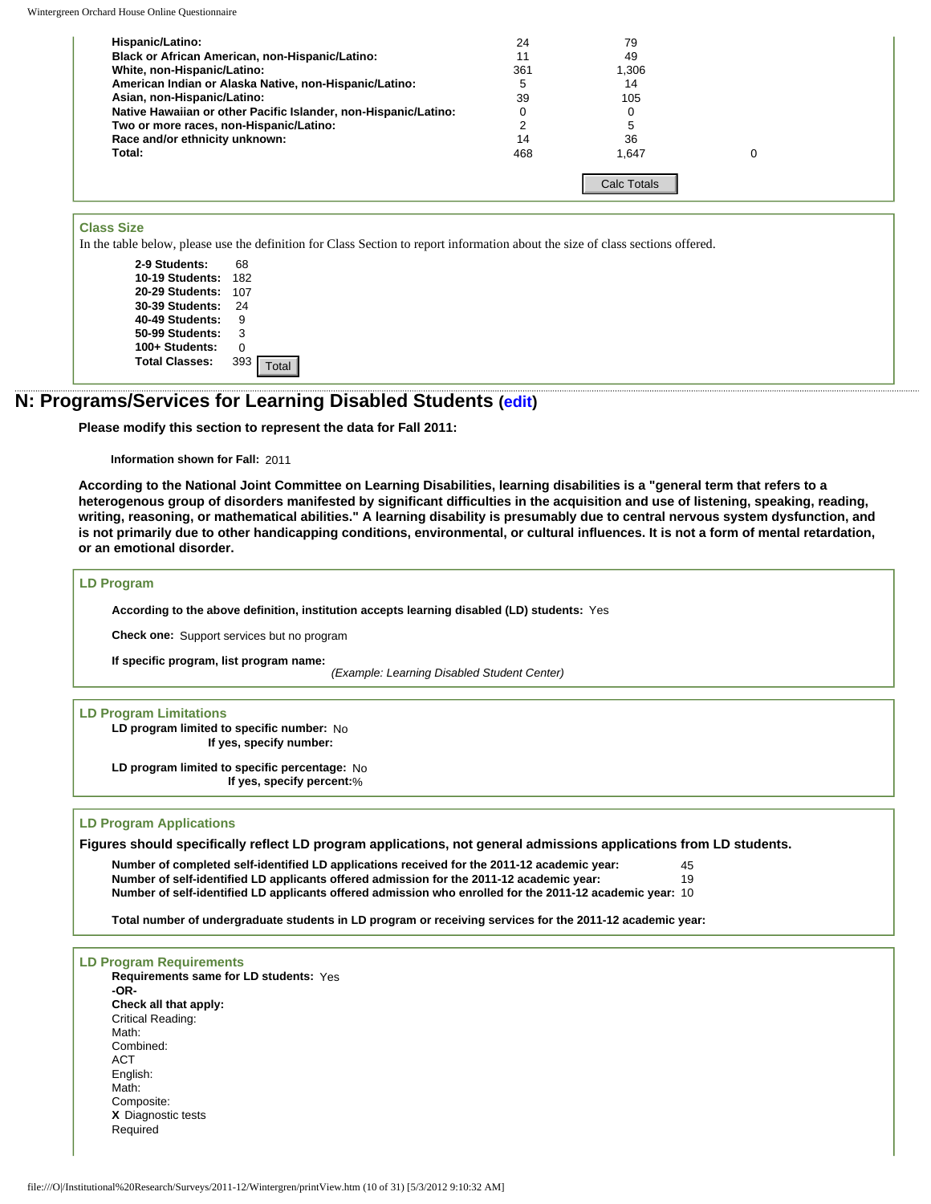| | | | |
|---|---|---|---|
| **Hispanic/Latino:** | 24 | 79 | |
| **Black or African American, non-Hispanic/Latino:** | 11 | 49 | |
| **White, non-Hispanic/Latino:** | 361 | 1,306 | |
| **American Indian or Alaska Native, non-Hispanic/Latino:** | 5 | 14 | |
| **Asian, non-Hispanic/Latino:** | 39 | 105 | |
| **Native Hawaiian or other Pacific Islander, non-Hispanic/Latino:** | 0 | 0 | |
| **Two or more races, non-Hispanic/Latino:** | 2 | 5 | |
| **Race and/or ethnicity unknown:** | 14 | 36 | |
| **Total:** | 468 | 1,647 | 0 |

Calc Totals

### Class Size

In the table below, please use the definition for Class Section to report information about the size of class sections offered.

| | |
|---|---|
| **2-9 Students:** | 68 |
| **10-19 Students:** | 182 |
| **20-29 Students:** | 107 |
| **30-39 Students:** | 24 |
| **40-49 Students:** | 9 |
| **50-99 Students:** | 3 |
| **100+ Students:** | 0 |
| **Total Classes:** | 393 |

Total

## N: Programs/Services for Learning Disabled Students (edit)

**Please modify this section to represent the data for Fall 2011:**

**Information shown for Fall:** 2011

**According to the National Joint Committee on Learning Disabilities, learning disabilities is a "general term that refers to a heterogenous group of disorders manifested by significant difficulties in the acquisition and use of listening, speaking, reading, writing, reasoning, or mathematical abilities." A learning disability is presumably due to central nervous system dysfunction, and is not primarily due to other handicapping conditions, environmental, or cultural influences. It is not a form of mental retardation, or an emotional disorder.**

### LD Program

**According to the above definition, institution accepts learning disabled (LD) students:** Yes

**Check one:** Support services but no program

**If specific program, list program name:**
*(Example: Learning Disabled Student Center)*

### LD Program Limitations

**LD program limited to specific number:** No
**If yes, specify number:**

**LD program limited to specific percentage:** No
**If yes, specify percent:**%

### LD Program Applications

**Figures should specifically reflect LD program applications, not general admissions applications from LD students.**

| | |
|---|---|
| **Number of completed self-identified LD applications received for the 2011-12 academic year:** | 45 |
| **Number of self-identified LD applicants offered admission for the 2011-12 academic year:** | 19 |
| **Number of self-identified LD applicants offered admission who enrolled for the 2011-12 academic year:** | 10 |

**Total number of undergraduate students in LD program or receiving services for the 2011-12 academic year:**

### LD Program Requirements

**Requirements same for LD students:** Yes
**-OR-**
**Check all that apply:**
Critical Reading:
Math:
Combined:
ACT
English:
Math:
Composite:
**X** Diagnostic tests
Required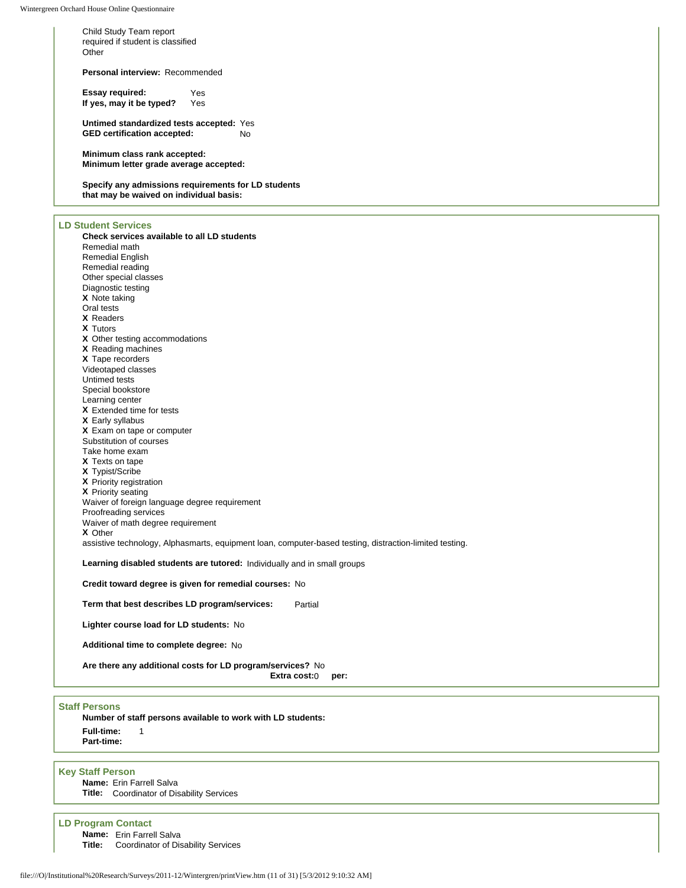Child Study Team report
required if student is classified
Other

**Personal interview:** Recommended

**Essay required:** Yes
**If yes, may it be typed?** Yes

**Untimed standardized tests accepted:** Yes
**GED certification accepted:** No

**Minimum class rank accepted:**
**Minimum letter grade average accepted:**

**Specify any admissions requirements for LD students that may be waived on individual basis:**

## LD Student Services

**Check services available to all LD students**

Remedial math
Remedial English
Remedial reading
Other special classes
Diagnostic testing
**X** Note taking
Oral tests
**X** Readers
**X** Tutors
**X** Other testing accommodations
**X** Reading machines
**X** Tape recorders
Videotaped classes
Untimed tests
Special bookstore
Learning center
**X** Extended time for tests
**X** Early syllabus
**X** Exam on tape or computer
Substitution of courses
Take home exam
**X** Texts on tape
**X** Typist/Scribe
**X** Priority registration
**X** Priority seating
Waiver of foreign language degree requirement
Proofreading services
Waiver of math degree requirement
**X** Other
assistive technology, Alphasmarts, equipment loan, computer-based testing, distraction-limited testing.

**Learning disabled students are tutored:** Individually and in small groups

**Credit toward degree is given for remedial courses:** No

**Term that best describes LD program/services:** Partial

**Lighter course load for LD students:** No

**Additional time to complete degree:** No

**Are there any additional costs for LD program/services?** No
**Extra cost:** 0 **per:**

## Staff Persons

**Number of staff persons available to work with LD students:**

**Full-time:** 1
**Part-time:**

## Key Staff Person

**Name:** Erin Farrell Salva
**Title:** Coordinator of Disability Services

## LD Program Contact

**Name:** Erin Farrell Salva
**Title:** Coordinator of Disability Services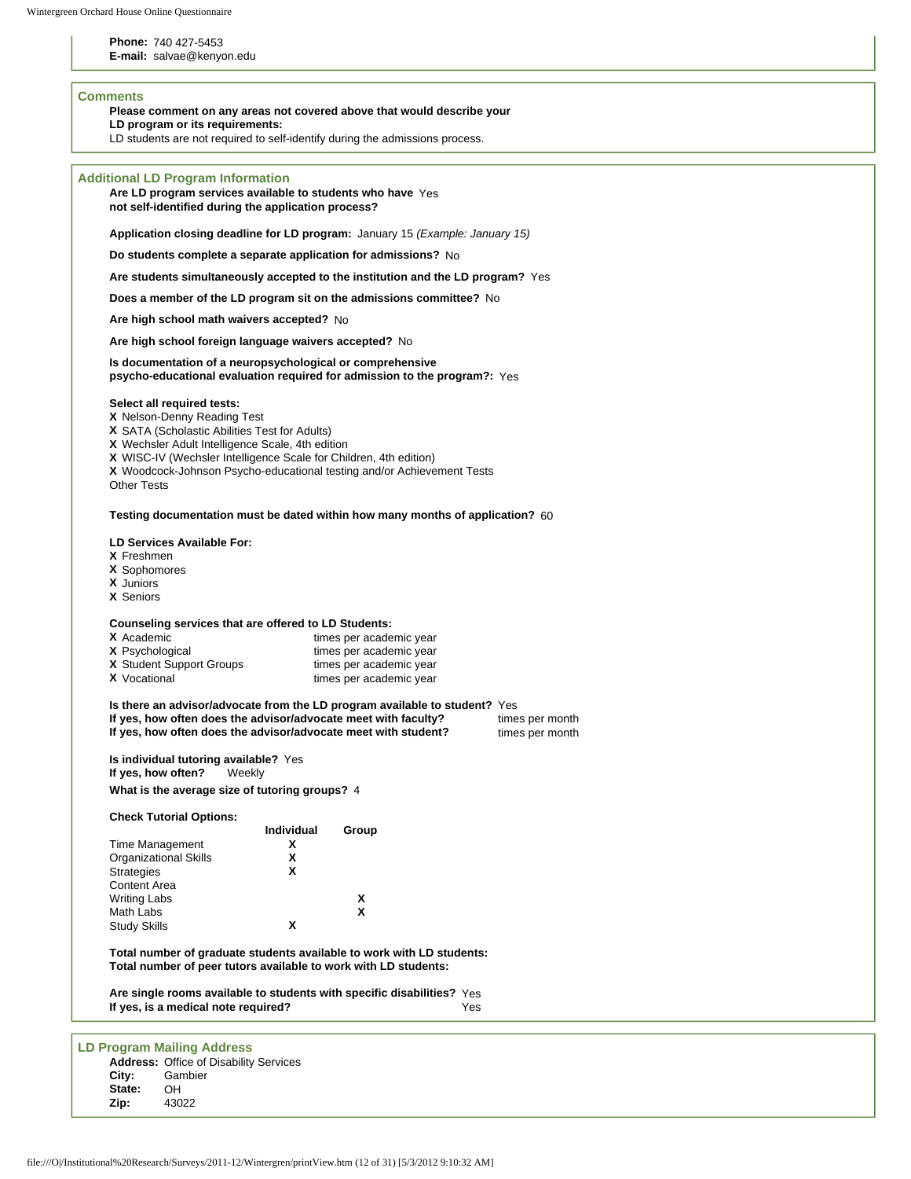**Phone:** 740 427-5453
**E-mail:** salvae@kenyon.edu

## Comments

**Please comment on any areas not covered above that would describe your LD program or its requirements:**
LD students are not required to self-identify during the admissions process.

## Additional LD Program Information

**Are LD program services available to students who have not self-identified during the application process?** Yes

**Application closing deadline for LD program:** January 15 *(Example: January 15)*

**Do students complete a separate application for admissions?** No

**Are students simultaneously accepted to the institution and the LD program?** Yes

**Does a member of the LD program sit on the admissions committee?** No

**Are high school math waivers accepted?** No

**Are high school foreign language waivers accepted?** No

**Is documentation of a neuropsychological or comprehensive psycho-educational evaluation required for admission to the program?:** Yes

**Select all required tests:**
X Nelson-Denny Reading Test
X SATA (Scholastic Abilities Test for Adults)
X Wechsler Adult Intelligence Scale, 4th edition
X WISC-IV (Wechsler Intelligence Scale for Children, 4th edition)
X Woodcock-Johnson Psycho-educational testing and/or Achievement Tests
Other Tests

**Testing documentation must be dated within how many months of application?** 60

**LD Services Available For:**
X Freshmen
X Sophomores
X Juniors
X Seniors

**Counseling services that are offered to LD Students:**

| | |
|---|---|
| X Academic | times per academic year |
| X Psychological | times per academic year |
| X Student Support Groups | times per academic year |
| X Vocational | times per academic year |

**Is there an advisor/advocate from the LD program available to student?** Yes
**If yes, how often does the advisor/advocate meet with faculty?** times per month
**If yes, how often does the advisor/advocate meet with student?** times per month

**Is individual tutoring available?** Yes
**If yes, how often?** Weekly
**What is the average size of tutoring groups?** 4

**Check Tutorial Options:**

| | Individual | Group |
|---|---|---|
| Time Management | X | |
| Organizational Skills | X | |
| Strategies | X | |
| Content Area | | |
| Writing Labs | | X |
| Math Labs | | X |
| Study Skills | X | |

**Total number of graduate students available to work with LD students:**
**Total number of peer tutors available to work with LD students:**

**Are single rooms available to students with specific disabilities?** Yes
**If yes, is a medical note required?** Yes

## LD Program Mailing Address

**Address:** Office of Disability Services
**City:** Gambier
**State:** OH
**Zip:** 43022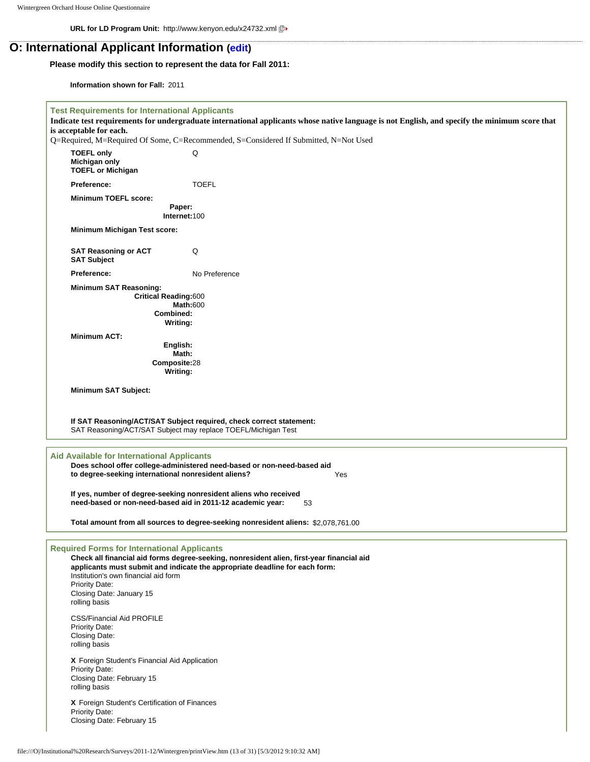**URL for LD Program Unit:** http://www.kenyon.edu/x24732.xml

## O: International Applicant Information (edit)

**Please modify this section to represent the data for Fall 2011:**

**Information shown for Fall:** 2011

### Test Requirements for International Applicants

**Indicate test requirements for undergraduate international applicants whose native language is not English, and specify the minimum score that is acceptable for each.**

Q=Required, M=Required Of Some, C=Recommended, S=Considered If Submitted, N=Not Used

**TOEFL only** Q
**Michigan only**
**TOEFL or Michigan**

**Preference:** TOEFL

**Minimum TOEFL score:**
**Paper:**
**Internet:** 100

**Minimum Michigan Test score:**

**SAT Reasoning or ACT** Q
**SAT Subject**

**Preference:** No Preference

**Minimum SAT Reasoning:**
**Critical Reading:** 600
**Math:** 600
**Combined:**
**Writing:**

**Minimum ACT:**
**English:**
**Math:**
**Composite:** 28
**Writing:**

**Minimum SAT Subject:**

**If SAT Reasoning/ACT/SAT Subject required, check correct statement:**
SAT Reasoning/ACT/SAT Subject may replace TOEFL/Michigan Test

### Aid Available for International Applicants

**Does school offer college-administered need-based or non-need-based aid to degree-seeking international nonresident aliens?** Yes

**If yes, number of degree-seeking nonresident aliens who received need-based or non-need-based aid in 2011-12 academic year:** 53

**Total amount from all sources to degree-seeking nonresident aliens:** $2,078,761.00

### Required Forms for International Applicants

**Check all financial aid forms degree-seeking, nonresident alien, first-year financial aid applicants must submit and indicate the appropriate deadline for each form:**

Institution's own financial aid form
Priority Date:
Closing Date: January 15
rolling basis

CSS/Financial Aid PROFILE
Priority Date:
Closing Date:
rolling basis

**X** Foreign Student's Financial Aid Application
Priority Date:
Closing Date: February 15
rolling basis

**X** Foreign Student's Certification of Finances
Priority Date:
Closing Date: February 15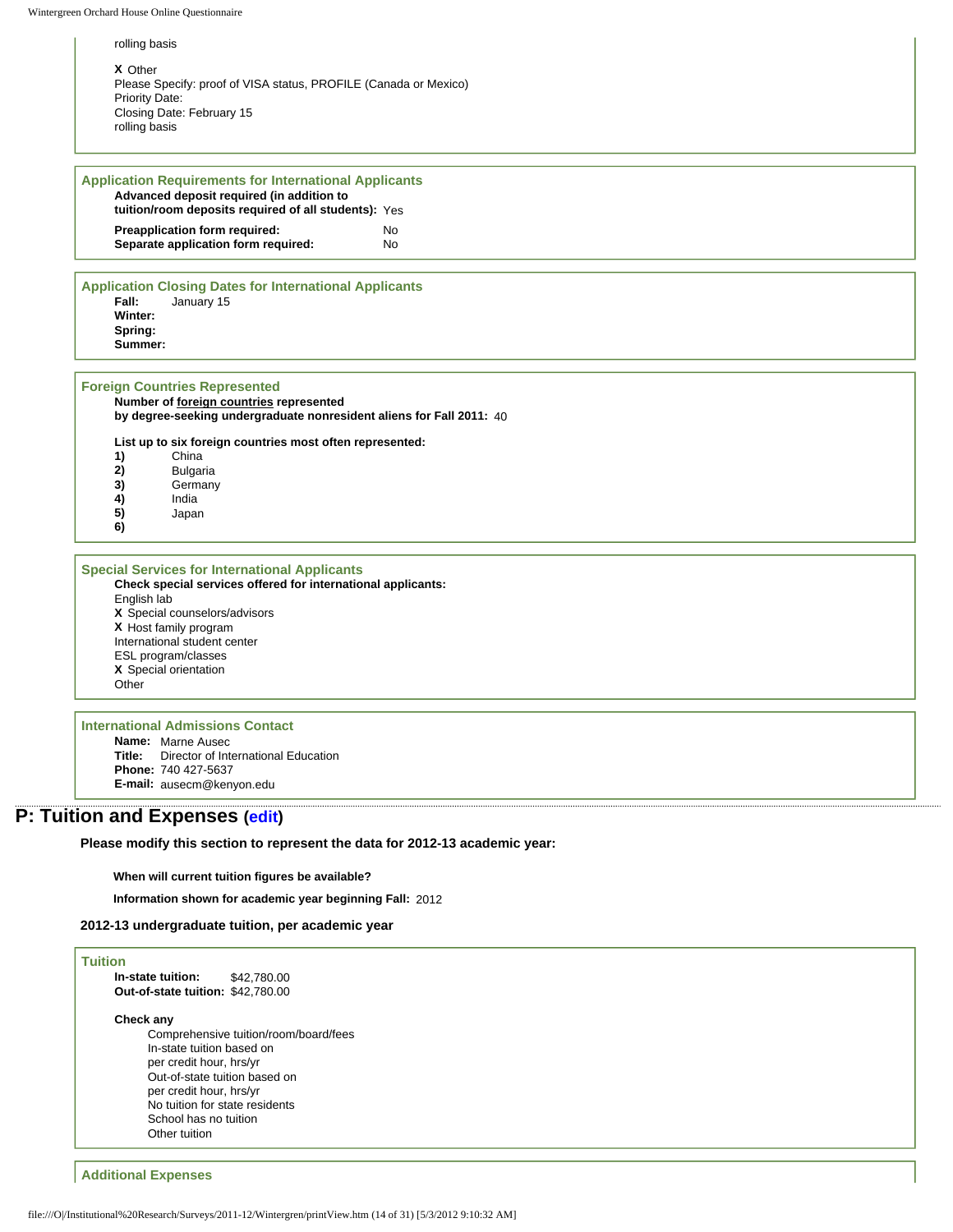rolling basis

**X** Other
Please Specify: proof of VISA status, PROFILE (Canada or Mexico)
Priority Date:
Closing Date: February 15
rolling basis

### Application Requirements for International Applicants

**Advanced deposit required (in addition to tuition/room deposits required of all students):** Yes

**Preapplication form required:** No
**Separate application form required:** No

### Application Closing Dates for International Applicants

**Fall:** January 15
**Winter:**
**Spring:**
**Summer:**

### Foreign Countries Represented

**Number of foreign countries represented by degree-seeking undergraduate nonresident aliens for Fall 2011:** 40

**List up to six foreign countries most often represented:**

1) China
2) Bulgaria
3) Germany
4) India
5) Japan
6)

### Special Services for International Applicants

**Check special services offered for international applicants:**

English lab
**X** Special counselors/advisors
**X** Host family program
International student center
ESL program/classes
**X** Special orientation
Other

### International Admissions Contact

**Name:** Marne Ausec
**Title:** Director of International Education
**Phone:** 740 427-5637
**E-mail:** ausecm@kenyon.edu

## P: Tuition and Expenses (edit)

**Please modify this section to represent the data for 2012-13 academic year:**

**When will current tuition figures be available?**

**Information shown for academic year beginning Fall:** 2012

**2012-13 undergraduate tuition, per academic year**

### Tuition

**In-state tuition:** $42,780.00
**Out-of-state tuition:** $42,780.00

**Check any**

Comprehensive tuition/room/board/fees
In-state tuition based on
per credit hour, hrs/yr
Out-of-state tuition based on
per credit hour, hrs/yr
No tuition for state residents
School has no tuition
Other tuition

### Additional Expenses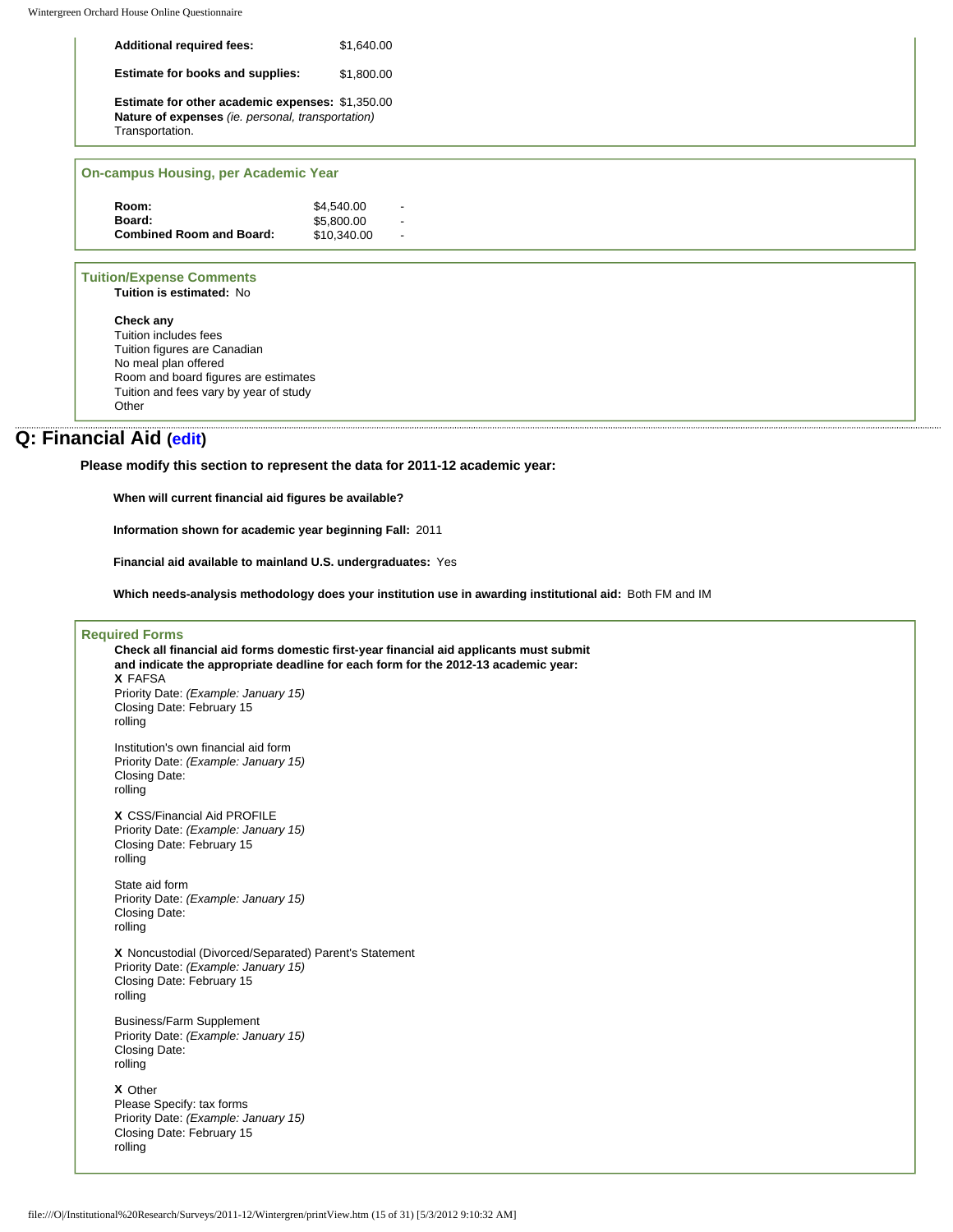**Additional required fees:** $1,640.00

**Estimate for books and supplies:** $1,800.00

**Estimate for other academic expenses:** $1,350.00
**Nature of expenses** *(ie. personal, transportation)*
Transportation.

### On-campus Housing, per Academic Year

| | | |
|---|---|---|
| **Room:** | $4,540.00 | - |
| **Board:** | $5,800.00 | - |
| **Combined Room and Board:** | $10,340.00 | - |

### Tuition/Expense Comments

**Tuition is estimated:** No

**Check any**
Tuition includes fees
Tuition figures are Canadian
No meal plan offered
Room and board figures are estimates
Tuition and fees vary by year of study
Other

## Q: Financial Aid (edit)

**Please modify this section to represent the data for 2011-12 academic year:**

**When will current financial aid figures be available?**

**Information shown for academic year beginning Fall:** 2011

**Financial aid available to mainland U.S. undergraduates:** Yes

**Which needs-analysis methodology does your institution use in awarding institutional aid:** Both FM and IM

### Required Forms

**Check all financial aid forms domestic first-year financial aid applicants must submit and indicate the appropriate deadline for each form for the 2012-13 academic year:**

**X** FAFSA
Priority Date: *(Example: January 15)*
Closing Date: February 15
rolling

Institution's own financial aid form
Priority Date: *(Example: January 15)*
Closing Date:
rolling

**X** CSS/Financial Aid PROFILE
Priority Date: *(Example: January 15)*
Closing Date: February 15
rolling

State aid form
Priority Date: *(Example: January 15)*
Closing Date:
rolling

**X** Noncustodial (Divorced/Separated) Parent's Statement
Priority Date: *(Example: January 15)*
Closing Date: February 15
rolling

Business/Farm Supplement
Priority Date: *(Example: January 15)*
Closing Date:
rolling

**X** Other
Please Specify: tax forms
Priority Date: *(Example: January 15)*
Closing Date: February 15
rolling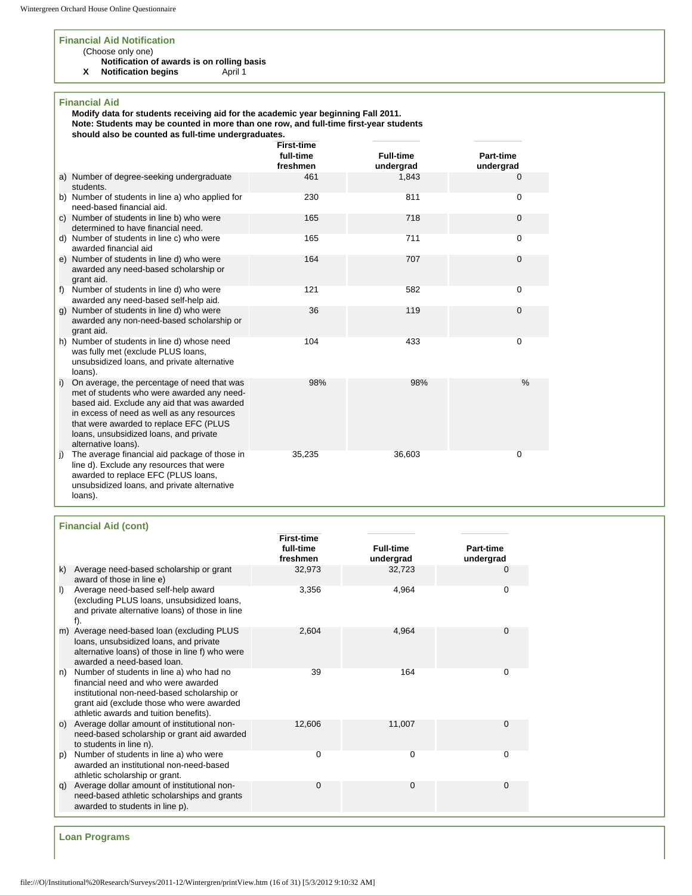### Financial Aid Notification

(Choose only one)

| | |
|---|---|
| | **Notification of awards is on rolling basis** |
| X | **Notification begins** April 1 |

### Financial Aid

**Modify data for students receiving aid for the academic year beginning Fall 2011.**
**Note: Students may be counted in more than one row, and full-time first-year students should also be counted as full-time undergraduates.**

| | First-time full-time freshmen | Full-time undergrad | Part-time undergrad |
|---|---|---|---|
| a) Number of degree-seeking undergraduate students. | 461 | 1,843 | 0 |
| b) Number of students in line a) who applied for need-based financial aid. | 230 | 811 | 0 |
| c) Number of students in line b) who were determined to have financial need. | 165 | 718 | 0 |
| d) Number of students in line c) who were awarded financial aid | 165 | 711 | 0 |
| e) Number of students in line d) who were awarded any need-based scholarship or grant aid. | 164 | 707 | 0 |
| f) Number of students in line d) who were awarded any need-based self-help aid. | 121 | 582 | 0 |
| g) Number of students in line d) who were awarded any non-need-based scholarship or grant aid. | 36 | 119 | 0 |
| h) Number of students in line d) whose need was fully met (exclude PLUS loans, unsubsidized loans, and private alternative loans). | 104 | 433 | 0 |
| i) On average, the percentage of need that was met of students who were awarded any need-based aid. Exclude any aid that was awarded in excess of need as well as any resources that were awarded to replace EFC (PLUS loans, unsubsidized loans, and private alternative loans). | 98% | 98% | % |
| j) The average financial aid package of those in line d). Exclude any resources that were awarded to replace EFC (PLUS loans, unsubsidized loans, and private alternative loans). | 35,235 | 36,603 | 0 |

### Financial Aid (cont)

| | First-time full-time freshmen | Full-time undergrad | Part-time undergrad |
|---|---|---|---|
| k) Average need-based scholarship or grant award of those in line e) | 32,973 | 32,723 | 0 |
| l) Average need-based self-help award (excluding PLUS loans, unsubsidized loans, and private alternative loans) of those in line f). | 3,356 | 4,964 | 0 |
| m) Average need-based loan (excluding PLUS loans, unsubsidized loans, and private alternative loans) of those in line f) who were awarded a need-based loan. | 2,604 | 4,964 | 0 |
| n) Number of students in line a) who had no financial need and who were awarded institutional non-need-based scholarship or grant aid (exclude those who were awarded athletic awards and tuition benefits). | 39 | 164 | 0 |
| o) Average dollar amount of institutional non-need-based scholarship or grant aid awarded to students in line n). | 12,606 | 11,007 | 0 |
| p) Number of students in line a) who were awarded an institutional non-need-based athletic scholarship or grant. | 0 | 0 | 0 |
| q) Average dollar amount of institutional non-need-based athletic scholarships and grants awarded to students in line p). | 0 | 0 | 0 |

### Loan Programs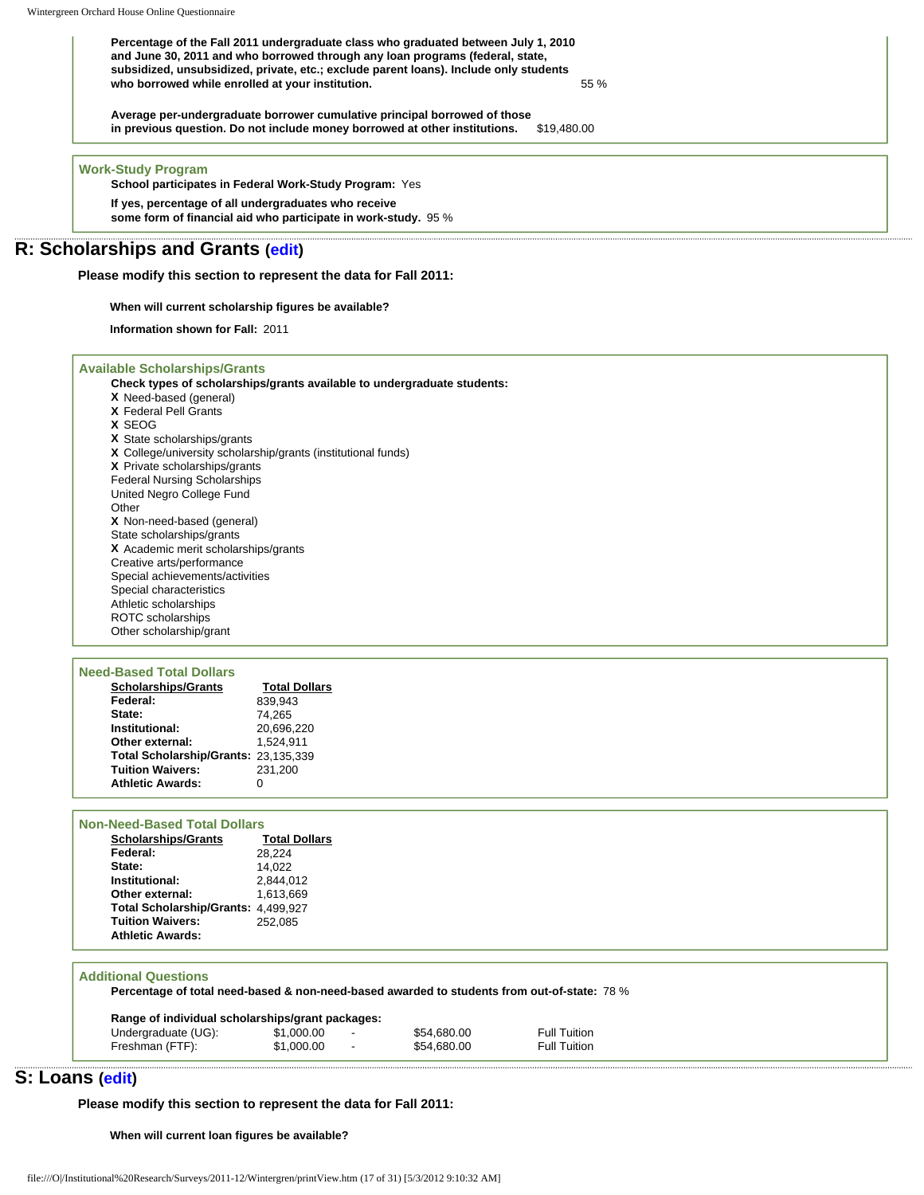**Percentage of the Fall 2011 undergraduate class who graduated between July 1, 2010 and June 30, 2011 and who borrowed through any loan programs (federal, state, subsidized, unsubsidized, private, etc.; exclude parent loans). Include only students who borrowed while enrolled at your institution.** 55 %

**Average per-undergraduate borrower cumulative principal borrowed of those in previous question. Do not include money borrowed at other institutions.** $19,480.00

### Work-Study Program

**School participates in Federal Work-Study Program:** Yes

**If yes, percentage of all undergraduates who receive some form of financial aid who participate in work-study.** 95 %

## R: Scholarships and Grants (edit)

**Please modify this section to represent the data for Fall 2011:**

**When will current scholarship figures be available?**

**Information shown for Fall:** 2011

### Available Scholarships/Grants

**Check types of scholarships/grants available to undergraduate students:**

**X** Need-based (general)
**X** Federal Pell Grants
**X** SEOG
**X** State scholarships/grants
**X** College/university scholarship/grants (institutional funds)
**X** Private scholarships/grants
Federal Nursing Scholarships
United Negro College Fund
Other
**X** Non-need-based (general)
State scholarships/grants
**X** Academic merit scholarships/grants
Creative arts/performance
Special achievements/activities
Special characteristics
Athletic scholarships
ROTC scholarships
Other scholarship/grant

### Need-Based Total Dollars

| Scholarships/Grants | Total Dollars |
|---|---|
| **Federal:** | 839,943 |
| **State:** | 74,265 |
| **Institutional:** | 20,696,220 |
| **Other external:** | 1,524,911 |
| **Total Scholarship/Grants:** | 23,135,339 |
| **Tuition Waivers:** | 231,200 |
| **Athletic Awards:** | 0 |

### Non-Need-Based Total Dollars

| Scholarships/Grants | Total Dollars |
|---|---|
| **Federal:** | 28,224 |
| **State:** | 14,022 |
| **Institutional:** | 2,844,012 |
| **Other external:** | 1,613,669 |
| **Total Scholarship/Grants:** | 4,499,927 |
| **Tuition Waivers:** | 252,085 |
| **Athletic Awards:** | |

### Additional Questions

**Percentage of total need-based & non-need-based awarded to students from out-of-state:** 78 %

**Range of individual scholarships/grant packages:**

| | | | | |
|---|---|---|---|---|
| Undergraduate (UG): | $1,000.00 | - | $54,680.00 | Full Tuition |
| Freshman (FTF): | $1,000.00 | - | $54,680.00 | Full Tuition |

## S: Loans (edit)

**Please modify this section to represent the data for Fall 2011:**

**When will current loan figures be available?**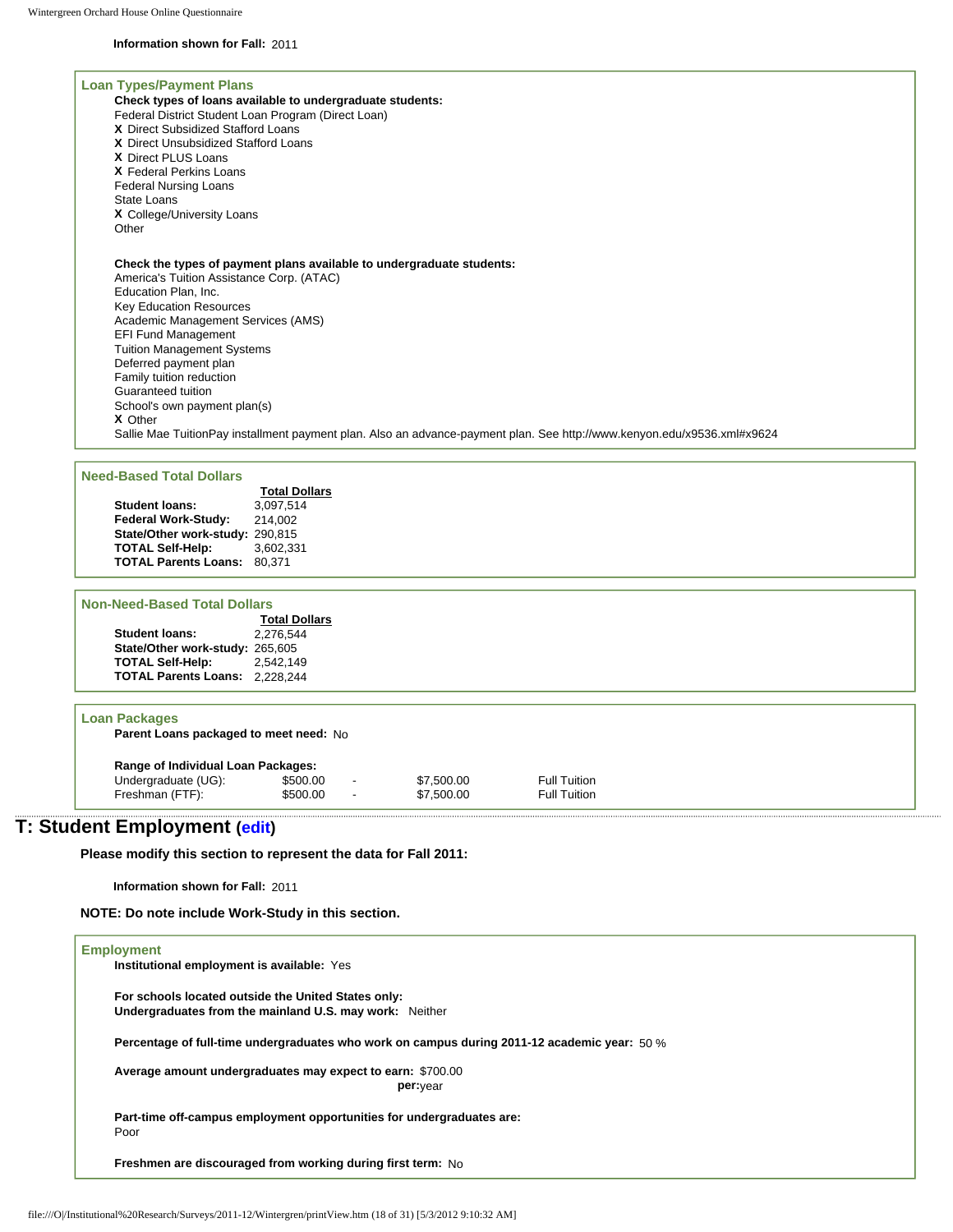**Information shown for Fall:** 2011

### Loan Types/Payment Plans

**Check types of loans available to undergraduate students:**

Federal District Student Loan Program (Direct Loan)
**X** Direct Subsidized Stafford Loans
**X** Direct Unsubsidized Stafford Loans
**X** Direct PLUS Loans
**X** Federal Perkins Loans
Federal Nursing Loans
State Loans
**X** College/University Loans
Other

**Check the types of payment plans available to undergraduate students:**

America's Tuition Assistance Corp. (ATAC)
Education Plan, Inc.
Key Education Resources
Academic Management Services (AMS)
EFI Fund Management
Tuition Management Systems
Deferred payment plan
Family tuition reduction
Guaranteed tuition
School's own payment plan(s)
**X** Other
Sallie Mae TuitionPay installment payment plan. Also an advance-payment plan. See http://www.kenyon.edu/x9536.xml#x9624

### Need-Based Total Dollars

| | Total Dollars |
|---|---|
| **Student loans:** | 3,097,514 |
| **Federal Work-Study:** | 214,002 |
| **State/Other work-study:** | 290,815 |
| **TOTAL Self-Help:** | 3,602,331 |
| **TOTAL Parents Loans:** | 80,371 |

### Non-Need-Based Total Dollars

| | Total Dollars |
|---|---|
| **Student loans:** | 2,276,544 |
| **State/Other work-study:** | 265,605 |
| **TOTAL Self-Help:** | 2,542,149 |
| **TOTAL Parents Loans:** | 2,228,244 |

### Loan Packages

**Parent Loans packaged to meet need:** No

**Range of Individual Loan Packages:**

| | | | | |
|---|---|---|---|---|
| Undergraduate (UG): | $500.00 | - | $7,500.00 | Full Tuition |
| Freshman (FTF): | $500.00 | - | $7,500.00 | Full Tuition |

## T: Student Employment (edit)

**Please modify this section to represent the data for Fall 2011:**

**Information shown for Fall:** 2011

**NOTE: Do note include Work-Study in this section.**

### Employment

**Institutional employment is available:** Yes

**For schools located outside the United States only:**
**Undergraduates from the mainland U.S. may work:** Neither

**Percentage of full-time undergraduates who work on campus during 2011-12 academic year:** 50 %

**Average amount undergraduates may expect to earn:** $700.00
**per:** year

**Part-time off-campus employment opportunities for undergraduates are:**
Poor

**Freshmen are discouraged from working during first term:** No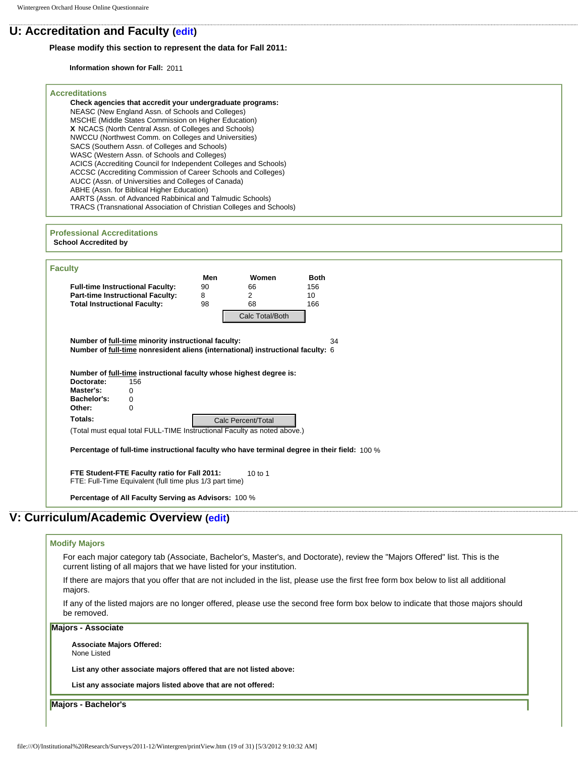## U: Accreditation and Faculty (edit)

**Please modify this section to represent the data for Fall 2011:**

**Information shown for Fall:** 2011

### Accreditations

**Check agencies that accredit your undergraduate programs:**

NEASC (New England Assn. of Schools and Colleges)
MSCHE (Middle States Commission on Higher Education)
**X** NCACS (North Central Assn. of Colleges and Schools)
NWCCU (Northwest Comm. on Colleges and Universities)
SACS (Southern Assn. of Colleges and Schools)
WASC (Western Assn. of Schools and Colleges)
ACICS (Accrediting Council for Independent Colleges and Schools)
ACCSC (Accrediting Commission of Career Schools and Colleges)
AUCC (Assn. of Universities and Colleges of Canada)
ABHE (Assn. for Biblical Higher Education)
AARTS (Assn. of Advanced Rabbinical and Talmudic Schools)
TRACS (Transnational Association of Christian Colleges and Schools)

### Professional Accreditations

**School Accredited by**

### Faculty

| | Men | Women | Both |
|---|---|---|---|
| **Full-time Instructional Faculty:** | 90 | 66 | 156 |
| **Part-time Instructional Faculty:** | 8 | 2 | 10 |
| **Total Instructional Faculty:** | 98 | 68 | 166 |

Calc Total/Both

**Number of full-time minority instructional faculty:** 34
**Number of full-time nonresident aliens (international) instructional faculty:** 6

**Number of full-time instructional faculty whose highest degree is:**

| | |
|---|---|
| **Doctorate:** | 156 |
| **Master's:** | 0 |
| **Bachelor's:** | 0 |
| **Other:** | 0 |
| **Totals:** | |

Calc Percent/Total

(Total must equal total FULL-TIME Instructional Faculty as noted above.)

**Percentage of full-time instructional faculty who have terminal degree in their field:** 100 %

**FTE Student-FTE Faculty ratio for Fall 2011:** 10 to 1
FTE: Full-Time Equivalent (full time plus 1/3 part time)

**Percentage of All Faculty Serving as Advisors:** 100 %

## V: Curriculum/Academic Overview (edit)

### Modify Majors

For each major category tab (Associate, Bachelor's, Master's, and Doctorate), review the "Majors Offered" list. This is the current listing of all majors that we have listed for your institution.

If there are majors that you offer that are not included in the list, please use the first free form box below to list all additional majors.

If any of the listed majors are no longer offered, please use the second free form box below to indicate that those majors should be removed.

#### Majors - Associate

**Associate Majors Offered:**
None Listed

**List any other associate majors offered that are not listed above:**

**List any associate majors listed above that are not offered:**

#### Majors - Bachelor's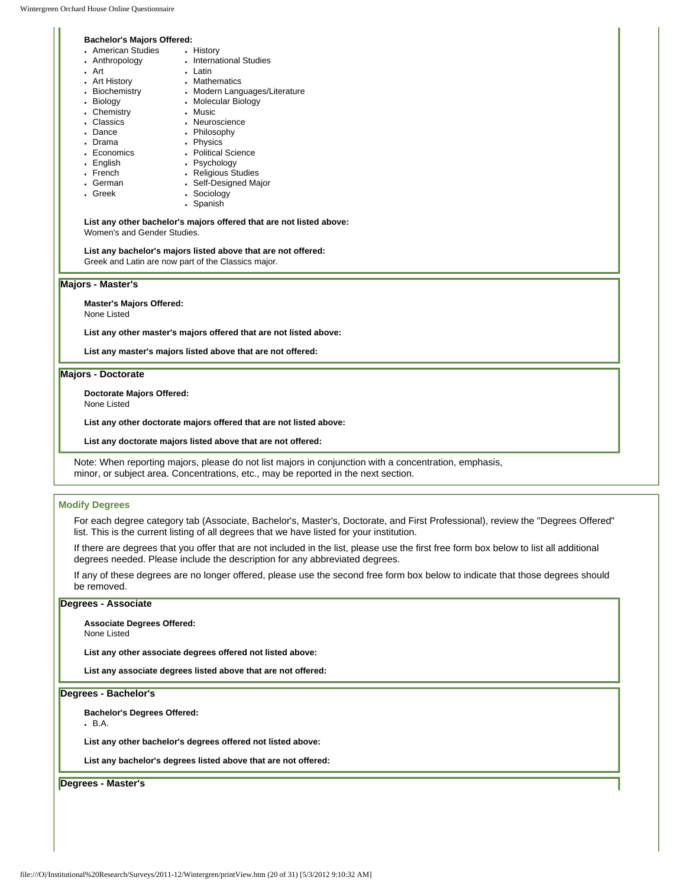**Bachelor's Majors Offered:**

- American Studies
- Anthropology
- Art
- Art History
- Biochemistry
- Biology
- Chemistry
- Classics
- Dance
- Drama
- Economics
- English
- French
- German
- Greek
- History
- International Studies
- Latin
- Mathematics
- Modern Languages/Literature
- Molecular Biology
- Music
- Neuroscience
- Philosophy
- Physics
- Political Science
- Psychology
- Religious Studies
- Self-Designed Major
- Sociology
- Spanish

**List any other bachelor's majors offered that are not listed above:**
Women's and Gender Studies.

**List any bachelor's majors listed above that are not offered:**
Greek and Latin are now part of the Classics major.

### Majors - Master's

**Master's Majors Offered:**
None Listed

**List any other master's majors offered that are not listed above:**

**List any master's majors listed above that are not offered:**

### Majors - Doctorate

**Doctorate Majors Offered:**
None Listed

**List any other doctorate majors offered that are not listed above:**

**List any doctorate majors listed above that are not offered:**

Note: When reporting majors, please do not list majors in conjunction with a concentration, emphasis, minor, or subject area. Concentrations, etc., may be reported in the next section.

## Modify Degrees

For each degree category tab (Associate, Bachelor's, Master's, Doctorate, and First Professional), review the "Degrees Offered" list. This is the current listing of all degrees that we have listed for your institution.

If there are degrees that you offer that are not included in the list, please use the first free form box below to list all additional degrees needed. Please include the description for any abbreviated degrees.

If any of these degrees are no longer offered, please use the second free form box below to indicate that those degrees should be removed.

### Degrees - Associate

**Associate Degrees Offered:**
None Listed

**List any other associate degrees offered not listed above:**

**List any associate degrees listed above that are not offered:**

### Degrees - Bachelor's

**Bachelor's Degrees Offered:**

- B.A.

**List any other bachelor's degrees offered not listed above:**

**List any bachelor's degrees listed above that are not offered:**

### Degrees - Master's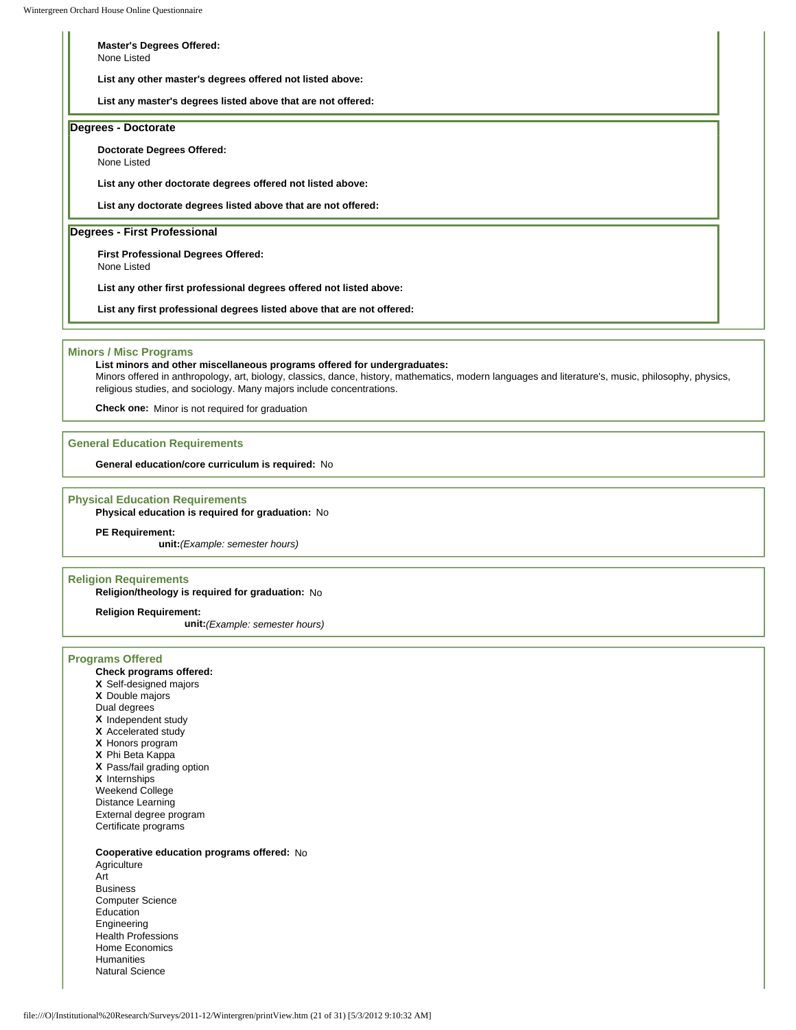**Master's Degrees Offered:**
None Listed

**List any other master's degrees offered not listed above:**

**List any master's degrees listed above that are not offered:**

## Degrees - Doctorate

**Doctorate Degrees Offered:**
None Listed

**List any other doctorate degrees offered not listed above:**

**List any doctorate degrees listed above that are not offered:**

## Degrees - First Professional

**First Professional Degrees Offered:**
None Listed

**List any other first professional degrees offered not listed above:**

**List any first professional degrees listed above that are not offered:**

## Minors / Misc Programs

**List minors and other miscellaneous programs offered for undergraduates:**
Minors offered in anthropology, art, biology, classics, dance, history, mathematics, modern languages and literature's, music, philosophy, physics, religious studies, and sociology. Many majors include concentrations.

**Check one:** Minor is not required for graduation

## General Education Requirements

**General education/core curriculum is required:** No

## Physical Education Requirements

**Physical education is required for graduation:** No

**PE Requirement:**
**unit:** *(Example: semester hours)*

## Religion Requirements

**Religion/theology is required for graduation:** No

**Religion Requirement:**
**unit:** *(Example: semester hours)*

## Programs Offered

**Check programs offered:**

- **X** Self-designed majors
- **X** Double majors
- Dual degrees
- **X** Independent study
- **X** Accelerated study
- **X** Honors program
- **X** Phi Beta Kappa
- **X** Pass/fail grading option
- **X** Internships
- Weekend College
- Distance Learning
- External degree program
- Certificate programs

**Cooperative education programs offered:** No

- Agriculture
- Art
- Business
- Computer Science
- Education
- Engineering
- Health Professions
- Home Economics
- Humanities
- Natural Science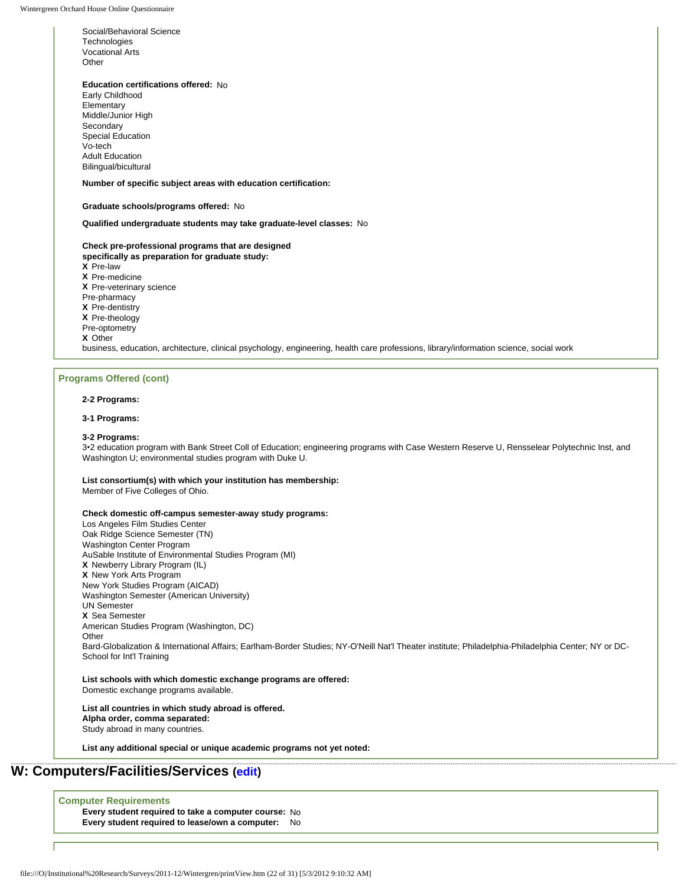Social/Behavioral Science
Technologies
Vocational Arts
Other

**Education certifications offered:** No
Early Childhood
Elementary
Middle/Junior High
Secondary
Special Education
Vo-tech
Adult Education
Bilingual/bicultural

**Number of specific subject areas with education certification:**

**Graduate schools/programs offered:** No

**Qualified undergraduate students may take graduate-level classes:** No

**Check pre-professional programs that are designed specifically as preparation for graduate study:**
**X** Pre-law
**X** Pre-medicine
**X** Pre-veterinary science
Pre-pharmacy
**X** Pre-dentistry
**X** Pre-theology
Pre-optometry
**X** Other
business, education, architecture, clinical psychology, engineering, health care professions, library/information science, social work

### Programs Offered (cont)

**2-2 Programs:**

**3-1 Programs:**

**3-2 Programs:**
3•2 education program with Bank Street Coll of Education; engineering programs with Case Western Reserve U, Rensselear Polytechnic Inst, and Washington U; environmental studies program with Duke U.

**List consortium(s) with which your institution has membership:**
Member of Five Colleges of Ohio.

**Check domestic off-campus semester-away study programs:**
Los Angeles Film Studies Center
Oak Ridge Science Semester (TN)
Washington Center Program
AuSable Institute of Environmental Studies Program (MI)
**X** Newberry Library Program (IL)
**X** New York Arts Program
New York Studies Program (AICAD)
Washington Semester (American University)
UN Semester
**X** Sea Semester
American Studies Program (Washington, DC)
Other
Bard-Globalization & International Affairs; Earlham-Border Studies; NY-O'Neill Nat'l Theater institute; Philadelphia-Philadelphia Center; NY or DC-School for Int'l Training

**List schools with which domestic exchange programs are offered:**
Domestic exchange programs available.

**List all countries in which study abroad is offered. Alpha order, comma separated:**
Study abroad in many countries.

**List any additional special or unique academic programs not yet noted:**

## W: Computers/Facilities/Services (edit)

### Computer Requirements

**Every student required to take a computer course:** No
**Every student required to lease/own a computer:** No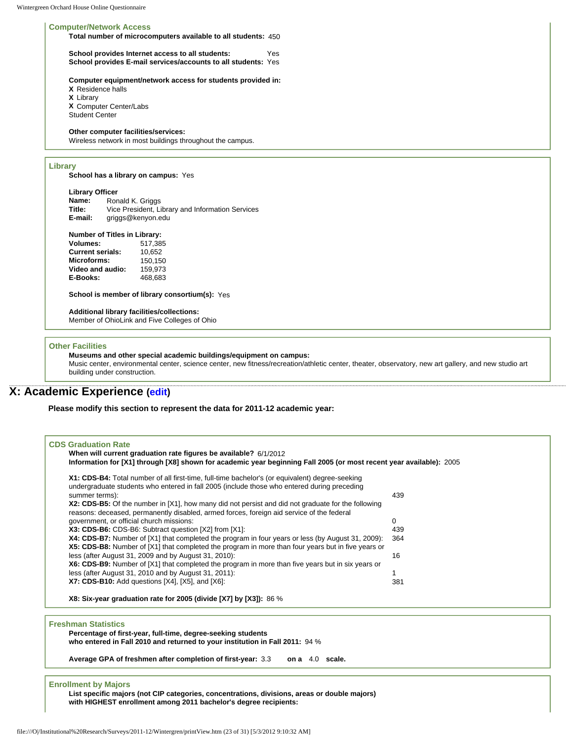### Computer/Network Access

**Total number of microcomputers available to all students:** 450

**School provides Internet access to all students:** Yes
**School provides E-mail services/accounts to all students:** Yes

**Computer equipment/network access for students provided in:**
**X** Residence halls
**X** Library
**X** Computer Center/Labs
Student Center

**Other computer facilities/services:**
Wireless network in most buildings throughout the campus.

### Library

**School has a library on campus:** Yes

**Library Officer**

| | |
|---|---|
| **Name:** | Ronald K. Griggs |
| **Title:** | Vice President, Library and Information Services |
| **E-mail:** | griggs@kenyon.edu |

**Number of Titles in Library:**

| | |
|---|---|
| **Volumes:** | 517,385 |
| **Current serials:** | 10,652 |
| **Microforms:** | 150,150 |
| **Video and audio:** | 159,973 |
| **E-Books:** | 468,683 |

**School is member of library consortium(s):** Yes

**Additional library facilities/collections:**
Member of OhioLink and Five Colleges of Ohio

### Other Facilities

**Museums and other special academic buildings/equipment on campus:**
Music center, environmental center, science center, new fitness/recreation/athletic center, theater, observatory, new art gallery, and new studio art building under construction.

# X: Academic Experience (edit)

**Please modify this section to represent the data for 2011-12 academic year:**

### CDS Graduation Rate

**When will current graduation rate figures be available?** 6/1/2012
**Information for [X1] through [X8] shown for academic year beginning Fall 2005 (or most recent year available):** 2005

| | |
|---|---|
| **X1: CDS-B4:** Total number of all first-time, full-time bachelor's (or equivalent) degree-seeking undergraduate students who entered in fall 2005 (include those who entered during preceding summer terms): | 439 |
| **X2: CDS-B5:** Of the number in [X1], how many did not persist and did not graduate for the following reasons: deceased, permanently disabled, armed forces, foreign aid service of the federal government, or official church missions: | 0 |
| **X3: CDS-B6:** CDS-B6: Subtract question [X2] from [X1]: | 439 |
| **X4: CDS-B7:** Number of [X1] that completed the program in four years or less (by August 31, 2009): | 364 |
| **X5: CDS-B8:** Number of [X1] that completed the program in more than four years but in five years or less (after August 31, 2009 and by August 31, 2010): | 16 |
| **X6: CDS-B9:** Number of [X1] that completed the program in more than five years but in six years or less (after August 31, 2010 and by August 31, 2011): | 1 |
| **X7: CDS-B10:** Add questions [X4], [X5], and [X6]: | 381 |

**X8: Six-year graduation rate for 2005 (divide [X7] by [X3]):** 86 %

### Freshman Statistics

**Percentage of first-year, full-time, degree-seeking students who entered in Fall 2010 and returned to your institution in Fall 2011:** 94 %

**Average GPA of freshmen after completion of first-year:** 3.3 **on a** 4.0 **scale.**

### Enrollment by Majors

**List specific majors (not CIP categories, concentrations, divisions, areas or double majors) with HIGHEST enrollment among 2011 bachelor's degree recipients:**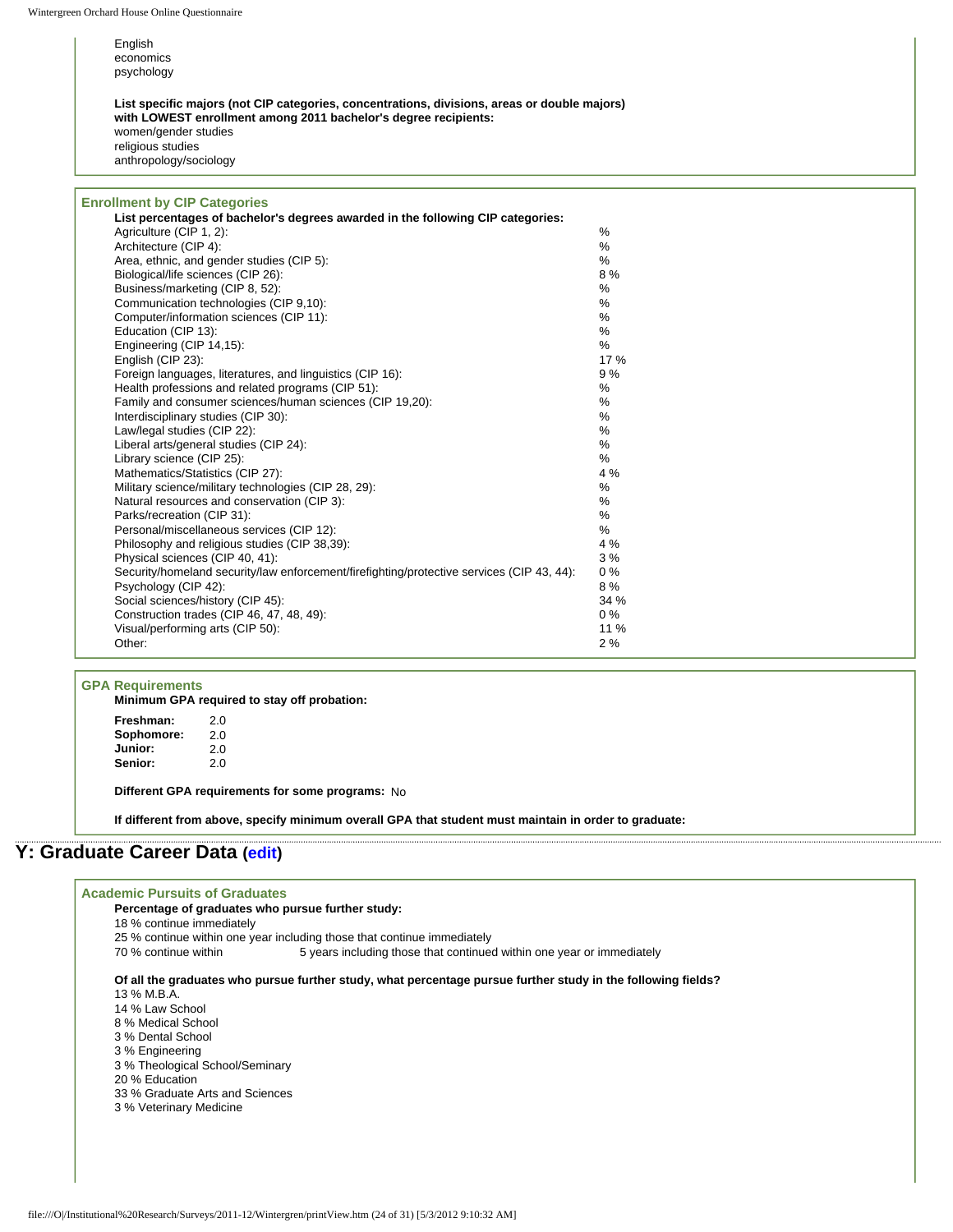English
economics
psychology

**List specific majors (not CIP categories, concentrations, divisions, areas or double majors) with LOWEST enrollment among 2011 bachelor's degree recipients:**
women/gender studies
religious studies
anthropology/sociology

### Enrollment by CIP Categories

**List percentages of bachelor's degrees awarded in the following CIP categories:**

| Category | Percent |
|---|---|
| Agriculture (CIP 1, 2): | % |
| Architecture (CIP 4): | % |
| Area, ethnic, and gender studies (CIP 5): | % |
| Biological/life sciences (CIP 26): | 8 % |
| Business/marketing (CIP 8, 52): | % |
| Communication technologies (CIP 9,10): | % |
| Computer/information sciences (CIP 11): | % |
| Education (CIP 13): | % |
| Engineering (CIP 14,15): | % |
| English (CIP 23): | 17 % |
| Foreign languages, literatures, and linguistics (CIP 16): | 9 % |
| Health professions and related programs (CIP 51): | % |
| Family and consumer sciences/human sciences (CIP 19,20): | % |
| Interdisciplinary studies (CIP 30): | % |
| Law/legal studies (CIP 22): | % |
| Liberal arts/general studies (CIP 24): | % |
| Library science (CIP 25): | % |
| Mathematics/Statistics (CIP 27): | 4 % |
| Military science/military technologies (CIP 28, 29): | % |
| Natural resources and conservation (CIP 3): | % |
| Parks/recreation (CIP 31): | % |
| Personal/miscellaneous services (CIP 12): | % |
| Philosophy and religious studies (CIP 38,39): | 4 % |
| Physical sciences (CIP 40, 41): | 3 % |
| Security/homeland security/law enforcement/firefighting/protective services (CIP 43, 44): | 0 % |
| Psychology (CIP 42): | 8 % |
| Social sciences/history (CIP 45): | 34 % |
| Construction trades (CIP 46, 47, 48, 49): | 0 % |
| Visual/performing arts (CIP 50): | 11 % |
| Other: | 2 % |

### GPA Requirements

**Minimum GPA required to stay off probation:**

| | |
|---|---|
| **Freshman:** | 2.0 |
| **Sophomore:** | 2.0 |
| **Junior:** | 2.0 |
| **Senior:** | 2.0 |

**Different GPA requirements for some programs:** No

**If different from above, specify minimum overall GPA that student must maintain in order to graduate:**

## Y: Graduate Career Data (edit)

### Academic Pursuits of Graduates

**Percentage of graduates who pursue further study:**

18 % continue immediately
25 % continue within one year including those that continue immediately
70 % continue within 5 years including those that continued within one year or immediately

**Of all the graduates who pursue further study, what percentage pursue further study in the following fields?**

13 % M.B.A.
14 % Law School
8 % Medical School
3 % Dental School
3 % Engineering
3 % Theological School/Seminary
20 % Education
33 % Graduate Arts and Sciences
3 % Veterinary Medicine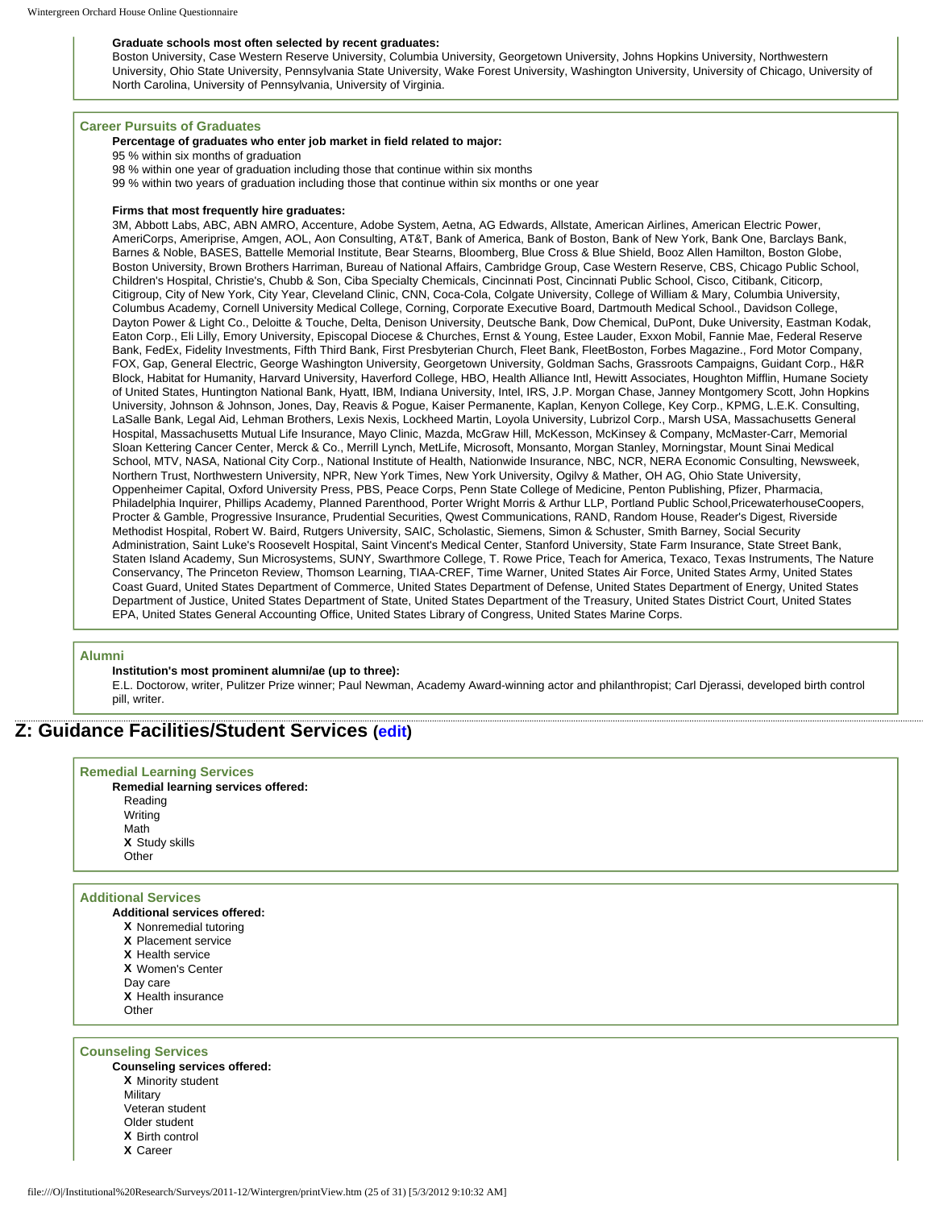**Graduate schools most often selected by recent graduates:**

Boston University, Case Western Reserve University, Columbia University, Georgetown University, Johns Hopkins University, Northwestern University, Ohio State University, Pennsylvania State University, Wake Forest University, Washington University, University of Chicago, University of North Carolina, University of Pennsylvania, University of Virginia.

### Career Pursuits of Graduates

**Percentage of graduates who enter job market in field related to major:**

95 % within six months of graduation

98 % within one year of graduation including those that continue within six months

99 % within two years of graduation including those that continue within six months or one year

**Firms that most frequently hire graduates:**

3M, Abbott Labs, ABC, ABN AMRO, Accenture, Adobe System, Aetna, AG Edwards, Allstate, American Airlines, American Electric Power, AmeriCorps, Ameriprise, Amgen, AOL, Aon Consulting, AT&T, Bank of America, Bank of Boston, Bank of New York, Bank One, Barclays Bank, Barnes & Noble, BASES, Battelle Memorial Institute, Bear Stearns, Bloomberg, Blue Cross & Blue Shield, Booz Allen Hamilton, Boston Globe, Boston University, Brown Brothers Harriman, Bureau of National Affairs, Cambridge Group, Case Western Reserve, CBS, Chicago Public School, Children's Hospital, Christie's, Chubb & Son, Ciba Specialty Chemicals, Cincinnati Post, Cincinnati Public School, Cisco, Citibank, Citicorp, Citigroup, City of New York, City Year, Cleveland Clinic, CNN, Coca-Cola, Colgate University, College of William & Mary, Columbia University, Columbus Academy, Cornell University Medical College, Corning, Corporate Executive Board, Dartmouth Medical School., Davidson College, Dayton Power & Light Co., Deloitte & Touche, Delta, Denison University, Deutsche Bank, Dow Chemical, DuPont, Duke University, Eastman Kodak, Eaton Corp., Eli Lilly, Emory University, Episcopal Diocese & Churches, Ernst & Young, Estee Lauder, Exxon Mobil, Fannie Mae, Federal Reserve Bank, FedEx, Fidelity Investments, Fifth Third Bank, First Presbyterian Church, Fleet Bank, FleetBoston, Forbes Magazine., Ford Motor Company, FOX, Gap, General Electric, George Washington University, Georgetown University, Goldman Sachs, Grassroots Campaigns, Guidant Corp., H&R Block, Habitat for Humanity, Harvard University, Haverford College, HBO, Health Alliance Intl, Hewitt Associates, Houghton Mifflin, Humane Society of United States, Huntington National Bank, Hyatt, IBM, Indiana University, Intel, IRS, J.P. Morgan Chase, Janney Montgomery Scott, John Hopkins University, Johnson & Johnson, Jones, Day, Reavis & Pogue, Kaiser Permanente, Kaplan, Kenyon College, Key Corp., KPMG, L.E.K. Consulting, LaSalle Bank, Legal Aid, Lehman Brothers, Lexis Nexis, Lockheed Martin, Loyola University, Lubrizol Corp., Marsh USA, Massachusetts General Hospital, Massachusetts Mutual Life Insurance, Mayo Clinic, Mazda, McGraw Hill, McKesson, McKinsey & Company, McMaster-Carr, Memorial Sloan Kettering Cancer Center, Merck & Co., Merrill Lynch, MetLife, Microsoft, Monsanto, Morgan Stanley, Morningstar, Mount Sinai Medical School, MTV, NASA, National City Corp., National Institute of Health, Nationwide Insurance, NBC, NCR, NERA Economic Consulting, Newsweek, Northern Trust, Northwestern University, NPR, New York Times, New York University, Ogilvy & Mather, OH AG, Ohio State University, Oppenheimer Capital, Oxford University Press, PBS, Peace Corps, Penn State College of Medicine, Penton Publishing, Pfizer, Pharmacia, Philadelphia Inquirer, Phillips Academy, Planned Parenthood, Porter Wright Morris & Arthur LLP, Portland Public School,PricewaterhouseCoopers, Procter & Gamble, Progressive Insurance, Prudential Securities, Qwest Communications, RAND, Random House, Reader's Digest, Riverside Methodist Hospital, Robert W. Baird, Rutgers University, SAIC, Scholastic, Siemens, Simon & Schuster, Smith Barney, Social Security Administration, Saint Luke's Roosevelt Hospital, Saint Vincent's Medical Center, Stanford University, State Farm Insurance, State Street Bank, Staten Island Academy, Sun Microsystems, SUNY, Swarthmore College, T. Rowe Price, Teach for America, Texaco, Texas Instruments, The Nature Conservancy, The Princeton Review, Thomson Learning, TIAA-CREF, Time Warner, United States Air Force, United States Army, United States Coast Guard, United States Department of Commerce, United States Department of Defense, United States Department of Energy, United States Department of Justice, United States Department of State, United States Department of the Treasury, United States District Court, United States EPA, United States General Accounting Office, United States Library of Congress, United States Marine Corps.

### Alumni

**Institution's most prominent alumni/ae (up to three):**

E.L. Doctorow, writer, Pulitzer Prize winner; Paul Newman, Academy Award-winning actor and philanthropist; Carl Djerassi, developed birth control pill, writer.

## Z: Guidance Facilities/Student Services (edit)

### Remedial Learning Services

**Remedial learning services offered:**

- Reading
- Writing
- Math
- **X** Study skills
- Other

### Additional Services

**Additional services offered:**

- **X** Nonremedial tutoring
- **X** Placement service
- **X** Health service
- **X** Women's Center
- Day care
- **X** Health insurance
- Other

### Counseling Services

**Counseling services offered:**

- **X** Minority student
- Military
- Veteran student
- Older student
- **X** Birth control
- **X** Career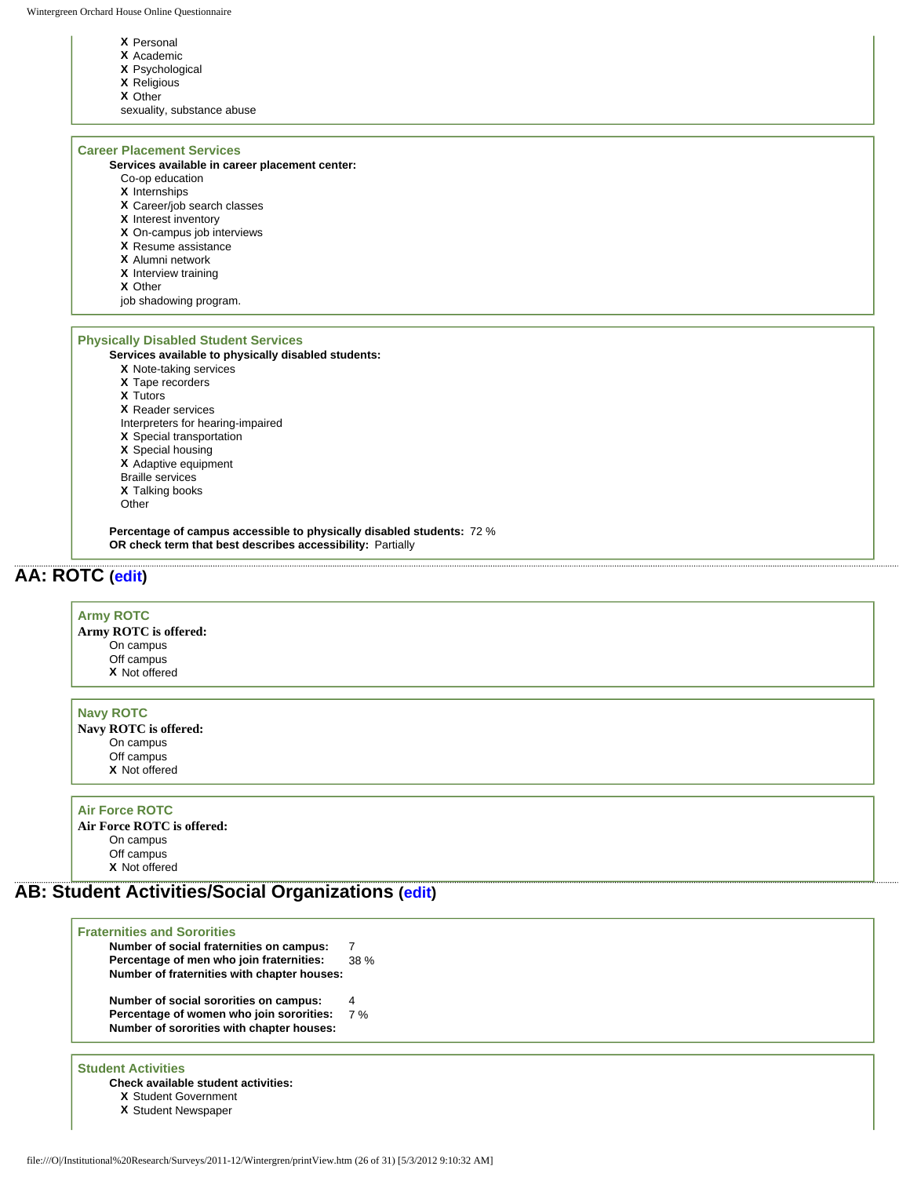X Personal
X Academic
X Psychological
X Religious
X Other
sexuality, substance abuse

### Career Placement Services

**Services available in career placement center:**

Co-op education
X Internships
X Career/job search classes
X Interest inventory
X On-campus job interviews
X Resume assistance
X Alumni network
X Interview training
X Other
job shadowing program.

### Physically Disabled Student Services

**Services available to physically disabled students:**

X Note-taking services
X Tape recorders
X Tutors
X Reader services
Interpreters for hearing-impaired
X Special transportation
X Special housing
X Adaptive equipment
Braille services
X Talking books
Other

**Percentage of campus accessible to physically disabled students:** 72 %
**OR check term that best describes accessibility:** Partially

## AA: ROTC (edit)

### Army ROTC

**Army ROTC is offered:**

On campus
Off campus
X Not offered

### Navy ROTC

**Navy ROTC is offered:**

On campus
Off campus
X Not offered

### Air Force ROTC

**Air Force ROTC is offered:**

On campus
Off campus
X Not offered

## AB: Student Activities/Social Organizations (edit)

### Fraternities and Sororities

**Number of social fraternities on campus:** 7
**Percentage of men who join fraternities:** 38 %
**Number of fraternities with chapter houses:**

**Number of social sororities on campus:** 4
**Percentage of women who join sororities:** 7 %
**Number of sororities with chapter houses:**

### Student Activities

**Check available student activities:**

X Student Government
X Student Newspaper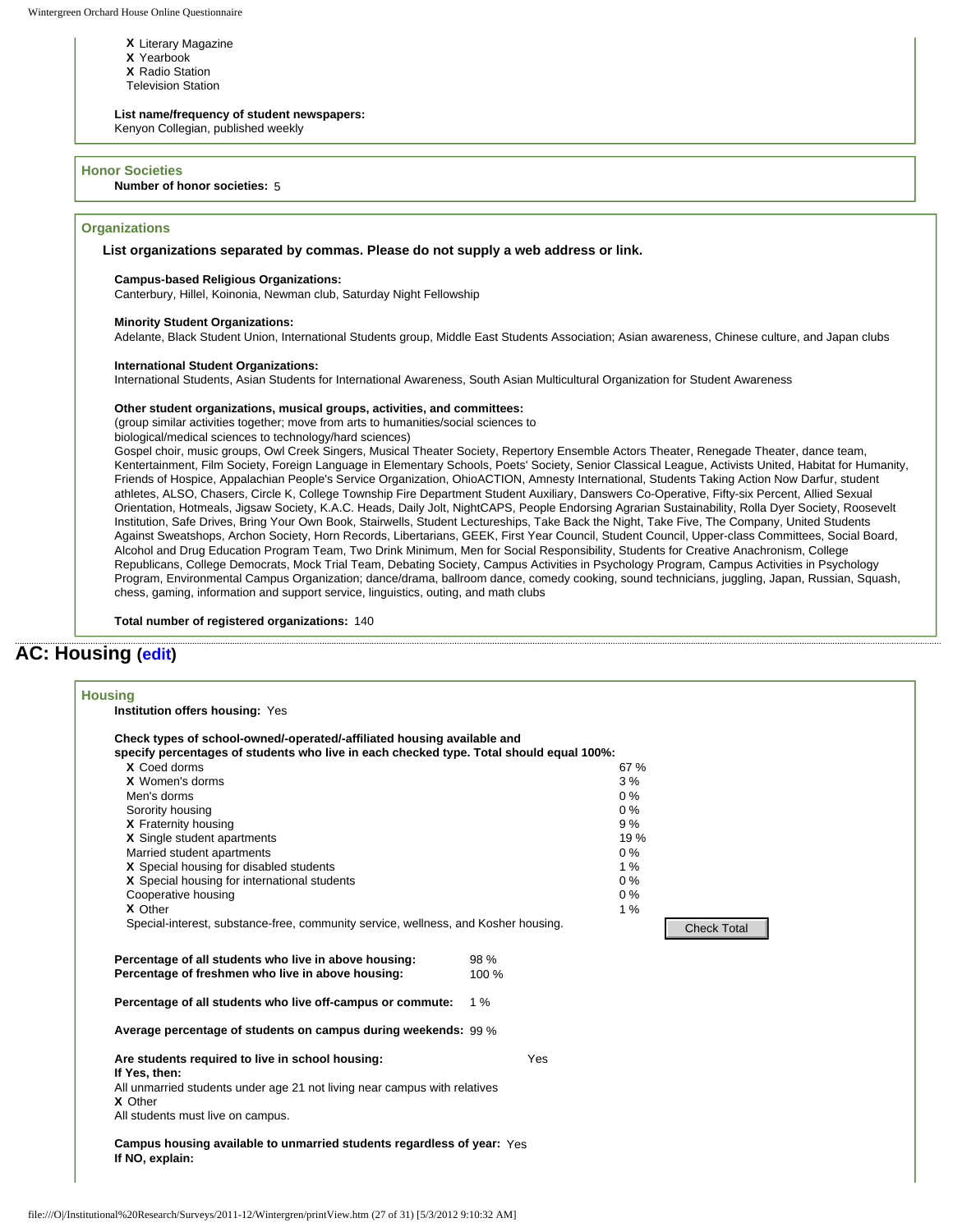**X** Literary Magazine
**X** Yearbook
**X** Radio Station
Television Station

**List name/frequency of student newspapers:**
Kenyon Collegian, published weekly

### Honor Societies

**Number of honor societies:** 5

### Organizations

**List organizations separated by commas. Please do not supply a web address or link.**

**Campus-based Religious Organizations:**
Canterbury, Hillel, Koinonia, Newman club, Saturday Night Fellowship

**Minority Student Organizations:**
Adelante, Black Student Union, International Students group, Middle East Students Association; Asian awareness, Chinese culture, and Japan clubs

**International Student Organizations:**
International Students, Asian Students for International Awareness, South Asian Multicultural Organization for Student Awareness

**Other student organizations, musical groups, activities, and committees:**
(group similar activities together; move from arts to humanities/social sciences to biological/medical sciences to technology/hard sciences)
Gospel choir, music groups, Owl Creek Singers, Musical Theater Society, Repertory Ensemble Actors Theater, Renegade Theater, dance team, Kentertainment, Film Society, Foreign Language in Elementary Schools, Poets' Society, Senior Classical League, Activists United, Habitat for Humanity, Friends of Hospice, Appalachian People's Service Organization, OhioACTION, Amnesty International, Students Taking Action Now Darfur, student athletes, ALSO, Chasers, Circle K, College Township Fire Department Student Auxiliary, Danswers Co-Operative, Fifty-six Percent, Allied Sexual Orientation, Hotmeals, Jigsaw Society, K.A.C. Heads, Daily Jolt, NightCAPS, People Endorsing Agrarian Sustainability, Rolla Dyer Society, Roosevelt Institution, Safe Drives, Bring Your Own Book, Stairwells, Student Lectureships, Take Back the Night, Take Five, The Company, United Students Against Sweatshops, Archon Society, Horn Records, Libertarians, GEEK, First Year Council, Student Council, Upper-class Committees, Social Board, Alcohol and Drug Education Program Team, Two Drink Minimum, Men for Social Responsibility, Students for Creative Anachronism, College Republicans, College Democrats, Mock Trial Team, Debating Society, Campus Activities in Psychology Program, Campus Activities in Psychology Program, Environmental Campus Organization; dance/drama, ballroom dance, comedy cooking, sound technicians, juggling, Japan, Russian, Squash, chess, gaming, information and support service, linguistics, outing, and math clubs

**Total number of registered organizations:** 140

## AC: Housing (edit)

### Housing

**Institution offers housing:** Yes

**Check types of school-owned/-operated/-affiliated housing available and specify percentages of students who live in each checked type. Total should equal 100%:**

| Type | Percentage |
|---|---|
| **X** Coed dorms | 67 % |
| **X** Women's dorms | 3 % |
| Men's dorms | 0 % |
| Sorority housing | 0 % |
| **X** Fraternity housing | 9 % |
| **X** Single student apartments | 19 % |
| Married student apartments | 0 % |
| **X** Special housing for disabled students | 1 % |
| **X** Special housing for international students | 0 % |
| Cooperative housing | 0 % |
| **X** Other | 1 % |

Special-interest, substance-free, community service, wellness, and Kosher housing.

Check Total

**Percentage of all students who live in above housing:** 98 %
**Percentage of freshmen who live in above housing:** 100 %

**Percentage of all students who live off-campus or commute:** 1 %

**Average percentage of students on campus during weekends:** 99 %

**Are students required to live in school housing:** Yes
**If Yes, then:**
All unmarried students under age 21 not living near campus with relatives
**X** Other
All students must live on campus.

**Campus housing available to unmarried students regardless of year:** Yes
**If NO, explain:**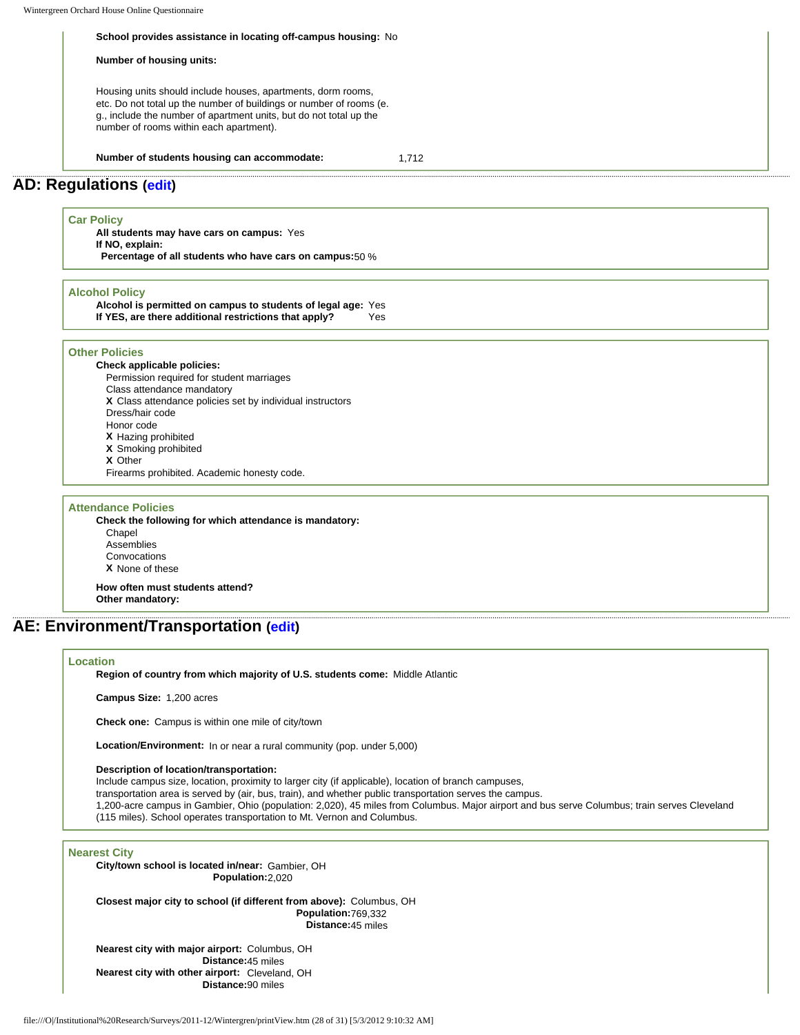**School provides assistance in locating off-campus housing:** No

**Number of housing units:**

Housing units should include houses, apartments, dorm rooms, etc. Do not total up the number of buildings or number of rooms (e. g., include the number of apartment units, but do not total up the number of rooms within each apartment).

**Number of students housing can accommodate:** 1,712

## AD: Regulations (edit)

### Car Policy

**All students may have cars on campus:** Yes
**If NO, explain:**
**Percentage of all students who have cars on campus:** 50 %

### Alcohol Policy

**Alcohol is permitted on campus to students of legal age:** Yes
**If YES, are there additional restrictions that apply?** Yes

### Other Policies

**Check applicable policies:**

- Permission required for student marriages
- Class attendance mandatory
- **X** Class attendance policies set by individual instructors
- Dress/hair code
- Honor code
- **X** Hazing prohibited
- **X** Smoking prohibited
- **X** Other

Firearms prohibited. Academic honesty code.

### Attendance Policies

**Check the following for which attendance is mandatory:**

- Chapel
- Assemblies
- Convocations
- **X** None of these

**How often must students attend?**
**Other mandatory:**

## AE: Environment/Transportation (edit)

### Location

**Region of country from which majority of U.S. students come:** Middle Atlantic

**Campus Size:** 1,200 acres

**Check one:** Campus is within one mile of city/town

**Location/Environment:** In or near a rural community (pop. under 5,000)

**Description of location/transportation:**
Include campus size, location, proximity to larger city (if applicable), location of branch campuses, transportation area is served by (air, bus, train), and whether public transportation serves the campus.
1,200-acre campus in Gambier, Ohio (population: 2,020), 45 miles from Columbus. Major airport and bus serve Columbus; train serves Cleveland (115 miles). School operates transportation to Mt. Vernon and Columbus.

### Nearest City

**City/town school is located in/near:** Gambier, OH
**Population:** 2,020

**Closest major city to school (if different from above):** Columbus, OH
**Population:** 769,332
**Distance:** 45 miles

**Nearest city with major airport:** Columbus, OH
**Distance:** 45 miles
**Nearest city with other airport:** Cleveland, OH
**Distance:** 90 miles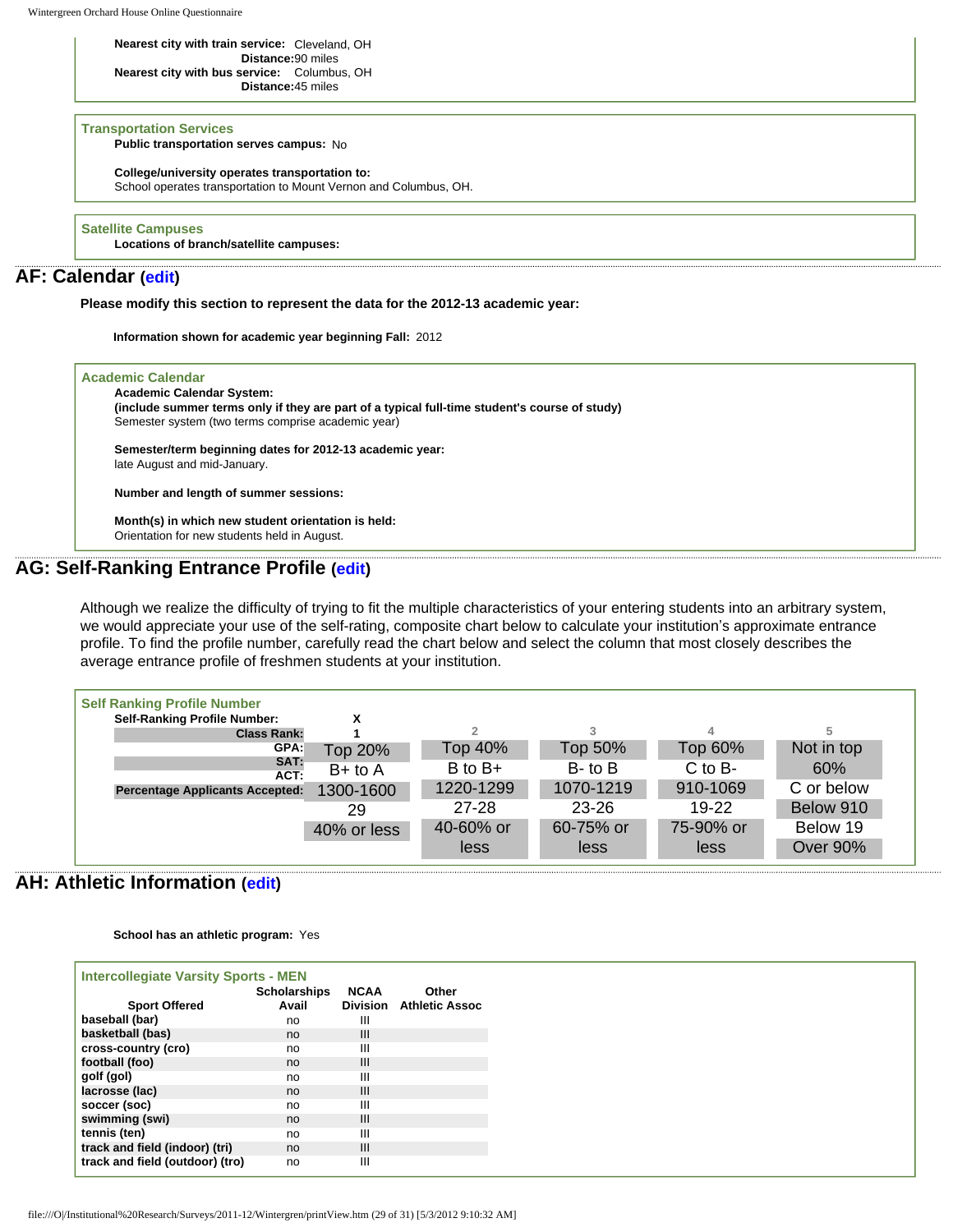**Nearest city with train service:** Cleveland, OH
**Distance:** 90 miles
**Nearest city with bus service:** Columbus, OH
**Distance:** 45 miles

### Transportation Services

**Public transportation serves campus:** No

**College/university operates transportation to:**
School operates transportation to Mount Vernon and Columbus, OH.

### Satellite Campuses

**Locations of branch/satellite campuses:**

## AF: Calendar (edit)

**Please modify this section to represent the data for the 2012-13 academic year:**

**Information shown for academic year beginning Fall:** 2012

### Academic Calendar

**Academic Calendar System:**
**(include summer terms only if they are part of a typical full-time student's course of study)**
Semester system (two terms comprise academic year)

**Semester/term beginning dates for 2012-13 academic year:**
late August and mid-January.

**Number and length of summer sessions:**

**Month(s) in which new student orientation is held:**
Orientation for new students held in August.

## AG: Self-Ranking Entrance Profile (edit)

Although we realize the difficulty of trying to fit the multiple characteristics of your entering students into an arbitrary system, we would appreciate your use of the self-rating, composite chart below to calculate your institution's approximate entrance profile. To find the profile number, carefully read the chart below and select the column that most closely describes the average entrance profile of freshmen students at your institution.

### Self Ranking Profile Number

| Self-Ranking Profile Number: | X 1 | 2 | 3 | 4 | 5 |
|---|---|---|---|---|---|
| Class Rank: | Top 20% | Top 40% | Top 50% | Top 60% | Not in top 60% |
| GPA: | B+ to A | B to B+ | B- to B | C to B- | C or below |
| SAT: | 1300-1600 | 1220-1299 | 1070-1219 | 910-1069 | Below 910 |
| ACT: | 29 | 27-28 | 23-26 | 19-22 | Below 19 |
| Percentage Applicants Accepted: | 40% or less | 40-60% or less | 60-75% or less | 75-90% or less | Over 90% |

## AH: Athletic Information (edit)

**School has an athletic program:** Yes

### Intercollegiate Varsity Sports - MEN

| Sport Offered | Scholarships Avail | NCAA Division | Other Athletic Assoc |
|---|---|---|---|
| baseball (bar) | no | III | |
| basketball (bas) | no | III | |
| cross-country (cro) | no | III | |
| football (foo) | no | III | |
| golf (gol) | no | III | |
| lacrosse (lac) | no | III | |
| soccer (soc) | no | III | |
| swimming (swi) | no | III | |
| tennis (ten) | no | III | |
| track and field (indoor) (tri) | no | III | |
| track and field (outdoor) (tro) | no | III | |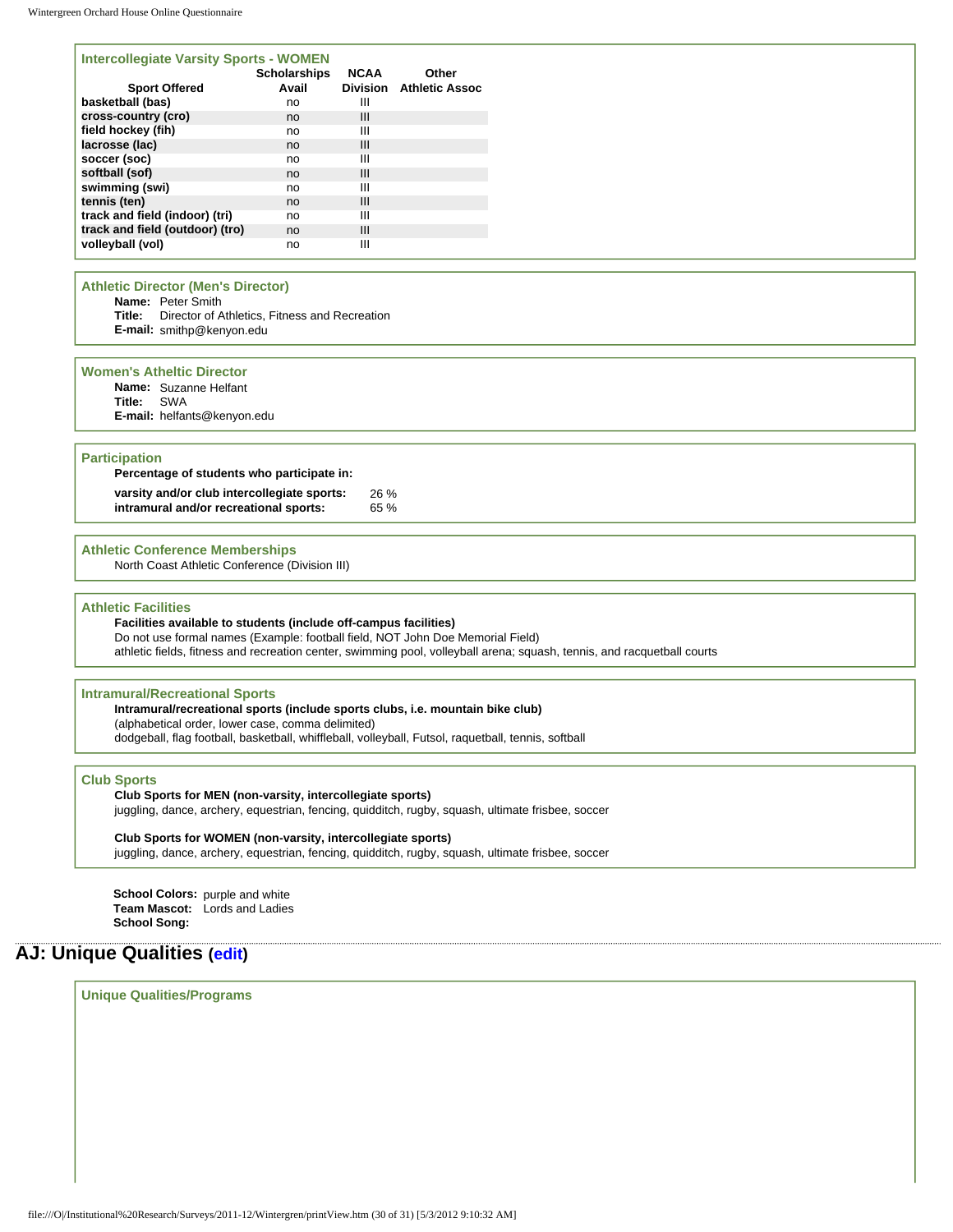### Intercollegiate Varsity Sports - WOMEN

| Sport Offered | Scholarships Avail | NCAA Division | Other Athletic Assoc |
|---|---|---|---|
| **basketball (bas)** | no | III | |
| **cross-country (cro)** | no | III | |
| **field hockey (fih)** | no | III | |
| **lacrosse (lac)** | no | III | |
| **soccer (soc)** | no | III | |
| **softball (sof)** | no | III | |
| **swimming (swi)** | no | III | |
| **tennis (ten)** | no | III | |
| **track and field (indoor) (tri)** | no | III | |
| **track and field (outdoor) (tro)** | no | III | |
| **volleyball (vol)** | no | III | |

### Athletic Director (Men's Director)

**Name:** Peter Smith
**Title:** Director of Athletics, Fitness and Recreation
**E-mail:** smithp@kenyon.edu

### Women's Atheltic Director

**Name:** Suzanne Helfant
**Title:** SWA
**E-mail:** helfants@kenyon.edu

### Participation

**Percentage of students who participate in:**

**varsity and/or club intercollegiate sports:** 26 %
**intramural and/or recreational sports:** 65 %

### Athletic Conference Memberships

North Coast Athletic Conference (Division III)

### Athletic Facilities

**Facilities available to students (include off-campus facilities)**
Do not use formal names (Example: football field, NOT John Doe Memorial Field)
athletic fields, fitness and recreation center, swimming pool, volleyball arena; squash, tennis, and racquetball courts

### Intramural/Recreational Sports

**Intramural/recreational sports (include sports clubs, i.e. mountain bike club)**
(alphabetical order, lower case, comma delimited)
dodgeball, flag football, basketball, whiffleball, volleyball, Futsol, raquetball, tennis, softball

### Club Sports

**Club Sports for MEN (non-varsity, intercollegiate sports)**
juggling, dance, archery, equestrian, fencing, quidditch, rugby, squash, ultimate frisbee, soccer

**Club Sports for WOMEN (non-varsity, intercollegiate sports)**
juggling, dance, archery, equestrian, fencing, quidditch, rugby, squash, ultimate frisbee, soccer

**School Colors:** purple and white
**Team Mascot:** Lords and Ladies
**School Song:**

## AJ: Unique Qualities (edit)

### Unique Qualities/Programs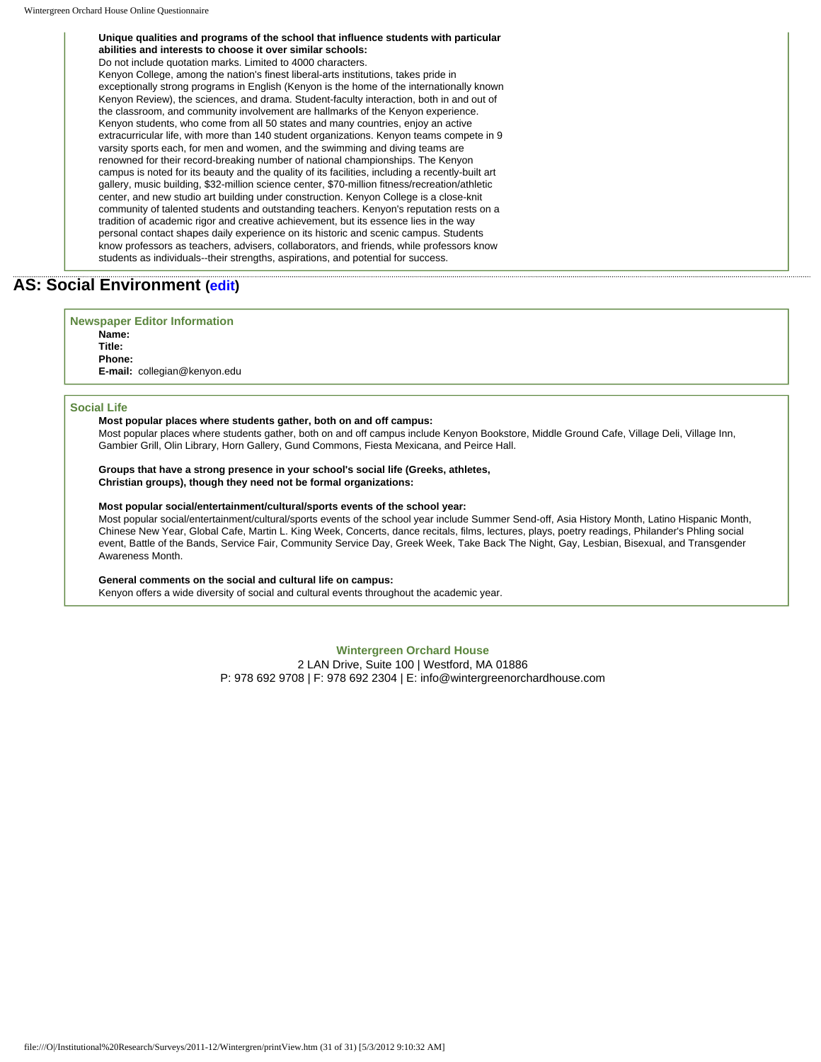**Unique qualities and programs of the school that influence students with particular abilities and interests to choose it over similar schools:**
Do not include quotation marks. Limited to 4000 characters.
Kenyon College, among the nation's finest liberal-arts institutions, takes pride in exceptionally strong programs in English (Kenyon is the home of the internationally known Kenyon Review), the sciences, and drama. Student-faculty interaction, both in and out of the classroom, and community involvement are hallmarks of the Kenyon experience. Kenyon students, who come from all 50 states and many countries, enjoy an active extracurricular life, with more than 140 student organizations. Kenyon teams compete in 9 varsity sports each, for men and women, and the swimming and diving teams are renowned for their record-breaking number of national championships. The Kenyon campus is noted for its beauty and the quality of its facilities, including a recently-built art gallery, music building, $32-million science center, $70-million fitness/recreation/athletic center, and new studio art building under construction. Kenyon College is a close-knit community of talented students and outstanding teachers. Kenyon's reputation rests on a tradition of academic rigor and creative achievement, but its essence lies in the way personal contact shapes daily experience on its historic and scenic campus. Students know professors as teachers, advisers, collaborators, and friends, while professors know students as individuals--their strengths, aspirations, and potential for success.

# AS: Social Environment (edit)

### Newspaper Editor Information

**Name:**
**Title:**
**Phone:**
**E-mail:** collegian@kenyon.edu

### Social Life

**Most popular places where students gather, both on and off campus:**
Most popular places where students gather, both on and off campus include Kenyon Bookstore, Middle Ground Cafe, Village Deli, Village Inn, Gambier Grill, Olin Library, Horn Gallery, Gund Commons, Fiesta Mexicana, and Peirce Hall.

**Groups that have a strong presence in your school's social life (Greeks, athletes, Christian groups), though they need not be formal organizations:**

**Most popular social/entertainment/cultural/sports events of the school year:**
Most popular social/entertainment/cultural/sports events of the school year include Summer Send-off, Asia History Month, Latino Hispanic Month, Chinese New Year, Global Cafe, Martin L. King Week, Concerts, dance recitals, films, lectures, plays, poetry readings, Philander's Phling social event, Battle of the Bands, Service Fair, Community Service Day, Greek Week, Take Back The Night, Gay, Lesbian, Bisexual, and Transgender Awareness Month.

**General comments on the social and cultural life on campus:**
Kenyon offers a wide diversity of social and cultural events throughout the academic year.

**Wintergreen Orchard House**
2 LAN Drive, Suite 100 | Westford, MA 01886
P: 978 692 9708 | F: 978 692 2304 | E: info@wintergreenorchardhouse.com